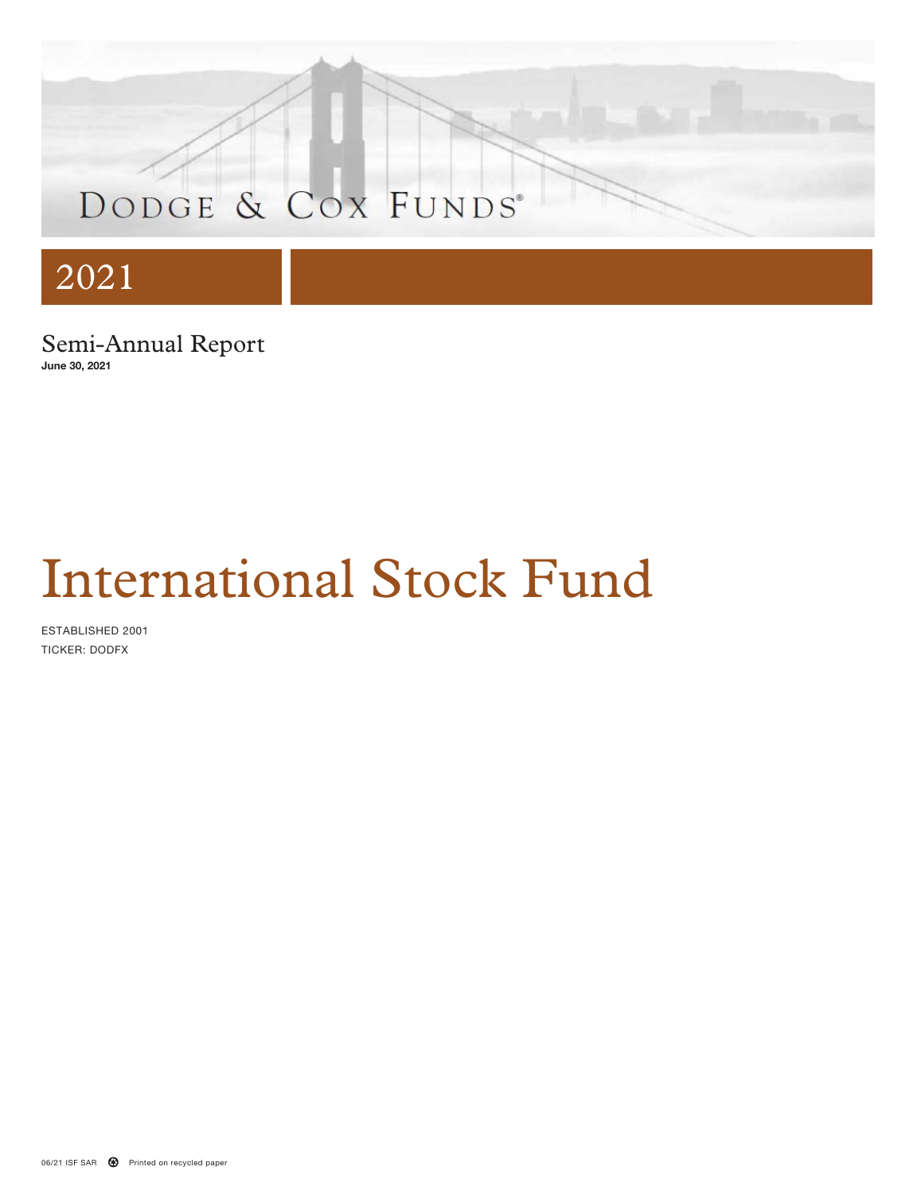DODGE & COX FUNDS®

2021

Semi-Annual Report
**June 30, 2021**

# International Stock Fund

ESTABLISHED 2001
TICKER: DODFX

06/21 ISF SAR Printed on recycled paper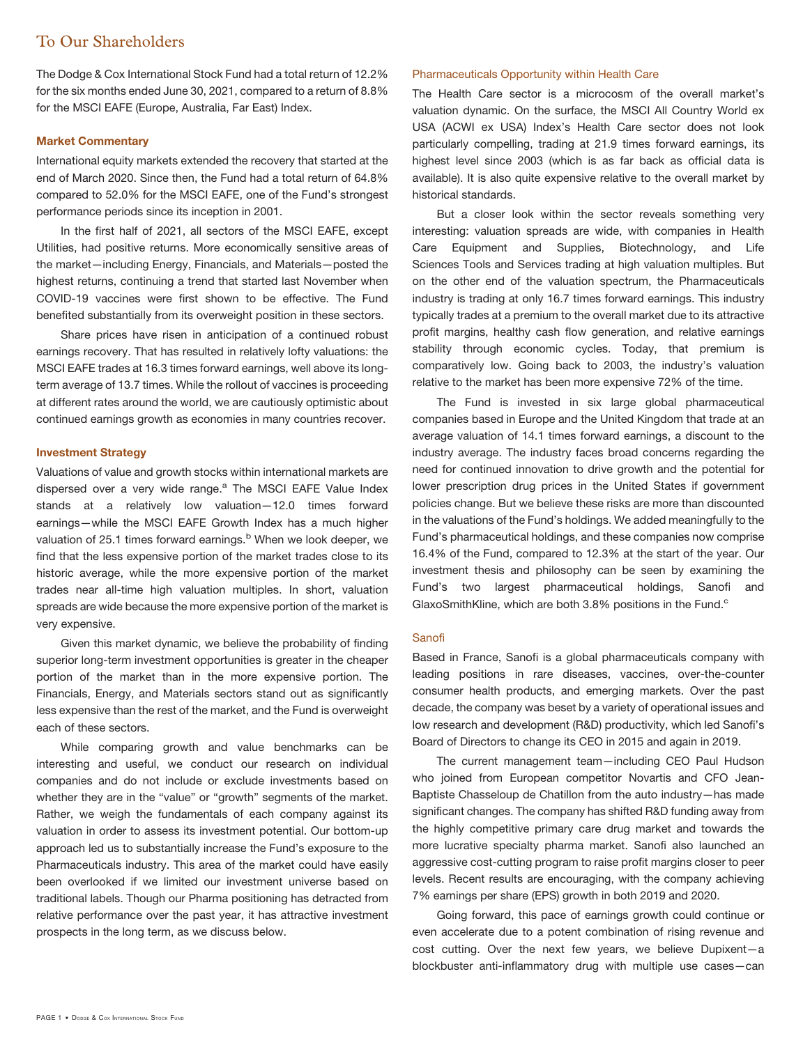## To Our Shareholders

The Dodge & Cox International Stock Fund had a total return of 12.2% for the six months ended June 30, 2021, compared to a return of 8.8% for the MSCI EAFE (Europe, Australia, Far East) Index.

### Market Commentary

International equity markets extended the recovery that started at the end of March 2020. Since then, the Fund had a total return of 64.8% compared to 52.0% for the MSCI EAFE, one of the Fund's strongest performance periods since its inception in 2001.

In the first half of 2021, all sectors of the MSCI EAFE, except Utilities, had positive returns. More economically sensitive areas of the market—including Energy, Financials, and Materials—posted the highest returns, continuing a trend that started last November when COVID-19 vaccines were first shown to be effective. The Fund benefited substantially from its overweight position in these sectors.

Share prices have risen in anticipation of a continued robust earnings recovery. That has resulted in relatively lofty valuations: the MSCI EAFE trades at 16.3 times forward earnings, well above its long-term average of 13.7 times. While the rollout of vaccines is proceeding at different rates around the world, we are cautiously optimistic about continued earnings growth as economies in many countries recover.

### Investment Strategy

Valuations of value and growth stocks within international markets are dispersed over a very wide range.[a] The MSCI EAFE Value Index stands at a relatively low valuation—12.0 times forward earnings—while the MSCI EAFE Growth Index has a much higher valuation of 25.1 times forward earnings.[b] When we look deeper, we find that the less expensive portion of the market trades close to its historic average, while the more expensive portion of the market trades near all-time high valuation multiples. In short, valuation spreads are wide because the more expensive portion of the market is very expensive.

Given this market dynamic, we believe the probability of finding superior long-term investment opportunities is greater in the cheaper portion of the market than in the more expensive portion. The Financials, Energy, and Materials sectors stand out as significantly less expensive than the rest of the market, and the Fund is overweight each of these sectors.

While comparing growth and value benchmarks can be interesting and useful, we conduct our research on individual companies and do not include or exclude investments based on whether they are in the "value" or "growth" segments of the market. Rather, we weigh the fundamentals of each company against its valuation in order to assess its investment potential. Our bottom-up approach led us to substantially increase the Fund's exposure to the Pharmaceuticals industry. This area of the market could have easily been overlooked if we limited our investment universe based on traditional labels. Though our Pharma positioning has detracted from relative performance over the past year, it has attractive investment prospects in the long term, as we discuss below.

### Pharmaceuticals Opportunity within Health Care

The Health Care sector is a microcosm of the overall market's valuation dynamic. On the surface, the MSCI All Country World ex USA (ACWI ex USA) Index's Health Care sector does not look particularly compelling, trading at 21.9 times forward earnings, its highest level since 2003 (which is as far back as official data is available). It is also quite expensive relative to the overall market by historical standards.

But a closer look within the sector reveals something very interesting: valuation spreads are wide, with companies in Health Care Equipment and Supplies, Biotechnology, and Life Sciences Tools and Services trading at high valuation multiples. But on the other end of the valuation spectrum, the Pharmaceuticals industry is trading at only 16.7 times forward earnings. This industry typically trades at a premium to the overall market due to its attractive profit margins, healthy cash flow generation, and relative earnings stability through economic cycles. Today, that premium is comparatively low. Going back to 2003, the industry's valuation relative to the market has been more expensive 72% of the time.

The Fund is invested in six large global pharmaceutical companies based in Europe and the United Kingdom that trade at an average valuation of 14.1 times forward earnings, a discount to the industry average. The industry faces broad concerns regarding the need for continued innovation to drive growth and the potential for lower prescription drug prices in the United States if government policies change. But we believe these risks are more than discounted in the valuations of the Fund's holdings. We added meaningfully to the Fund's pharmaceutical holdings, and these companies now comprise 16.4% of the Fund, compared to 12.3% at the start of the year. Our investment thesis and philosophy can be seen by examining the Fund's two largest pharmaceutical holdings, Sanofi and GlaxoSmithKline, which are both 3.8% positions in the Fund.[c]

### Sanofi

Based in France, Sanofi is a global pharmaceuticals company with leading positions in rare diseases, vaccines, over-the-counter consumer health products, and emerging markets. Over the past decade, the company was beset by a variety of operational issues and low research and development (R&D) productivity, which led Sanofi's Board of Directors to change its CEO in 2015 and again in 2019.

The current management team—including CEO Paul Hudson who joined from European competitor Novartis and CFO Jean-Baptiste Chasseloup de Chatillon from the auto industry—has made significant changes. The company has shifted R&D funding away from the highly competitive primary care drug market and towards the more lucrative specialty pharma market. Sanofi also launched an aggressive cost-cutting program to raise profit margins closer to peer levels. Recent results are encouraging, with the company achieving 7% earnings per share (EPS) growth in both 2019 and 2020.

Going forward, this pace of earnings growth could continue or even accelerate due to a potent combination of rising revenue and cost cutting. Over the next few years, we believe Dupixent—a blockbuster anti-inflammatory drug with multiple use cases—can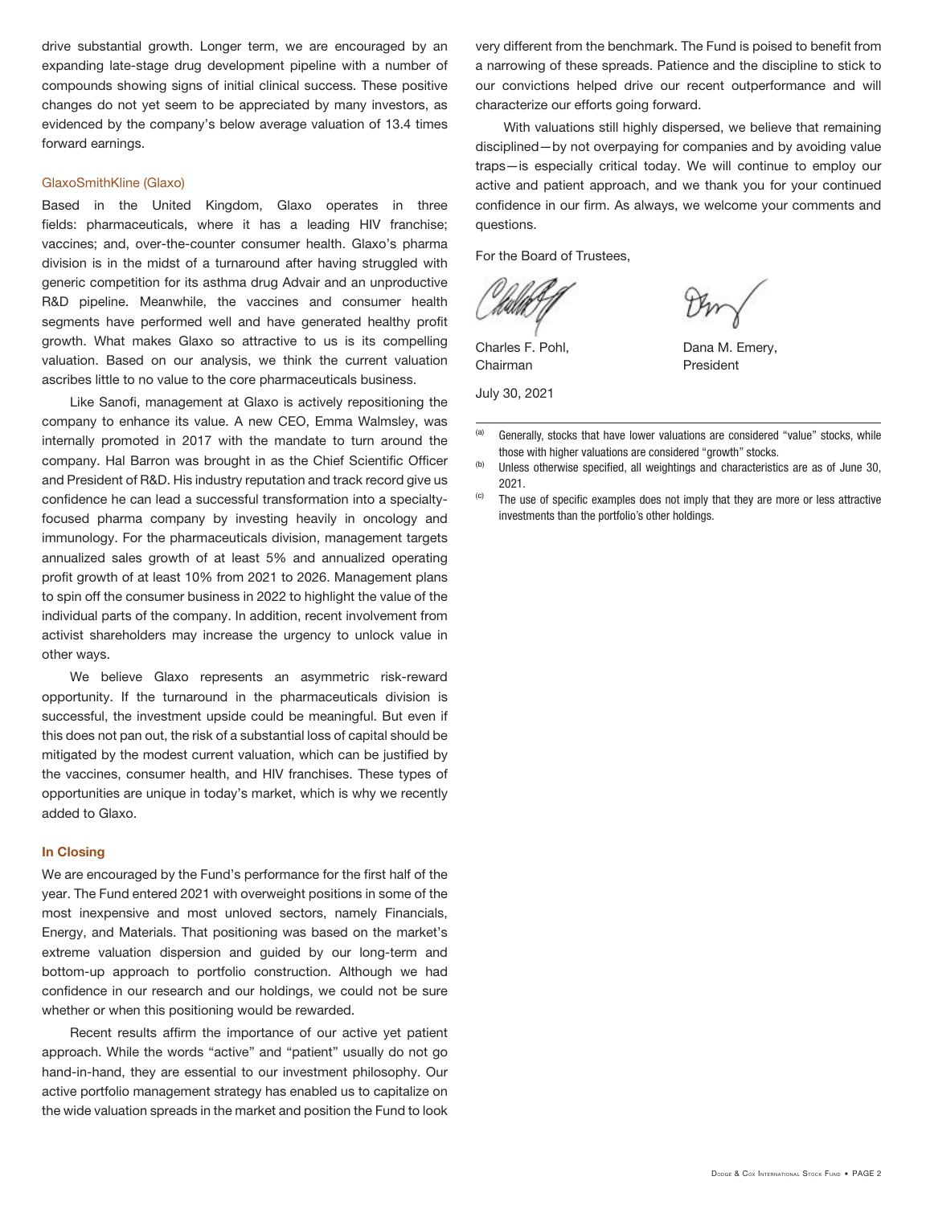drive substantial growth. Longer term, we are encouraged by an expanding late-stage drug development pipeline with a number of compounds showing signs of initial clinical success. These positive changes do not yet seem to be appreciated by many investors, as evidenced by the company's below average valuation of 13.4 times forward earnings.

### GlaxoSmithKline (Glaxo)

Based in the United Kingdom, Glaxo operates in three fields: pharmaceuticals, where it has a leading HIV franchise; vaccines; and, over-the-counter consumer health. Glaxo's pharma division is in the midst of a turnaround after having struggled with generic competition for its asthma drug Advair and an unproductive R&D pipeline. Meanwhile, the vaccines and consumer health segments have performed well and have generated healthy profit growth. What makes Glaxo so attractive to us is its compelling valuation. Based on our analysis, we think the current valuation ascribes little to no value to the core pharmaceuticals business.

Like Sanofi, management at Glaxo is actively repositioning the company to enhance its value. A new CEO, Emma Walmsley, was internally promoted in 2017 with the mandate to turn around the company. Hal Barron was brought in as the Chief Scientific Officer and President of R&D. His industry reputation and track record give us confidence he can lead a successful transformation into a specialty-focused pharma company by investing heavily in oncology and immunology. For the pharmaceuticals division, management targets annualized sales growth of at least 5% and annualized operating profit growth of at least 10% from 2021 to 2026. Management plans to spin off the consumer business in 2022 to highlight the value of the individual parts of the company. In addition, recent involvement from activist shareholders may increase the urgency to unlock value in other ways.

We believe Glaxo represents an asymmetric risk-reward opportunity. If the turnaround in the pharmaceuticals division is successful, the investment upside could be meaningful. But even if this does not pan out, the risk of a substantial loss of capital should be mitigated by the modest current valuation, which can be justified by the vaccines, consumer health, and HIV franchises. These types of opportunities are unique in today's market, which is why we recently added to Glaxo.

## In Closing

We are encouraged by the Fund's performance for the first half of the year. The Fund entered 2021 with overweight positions in some of the most inexpensive and most unloved sectors, namely Financials, Energy, and Materials. That positioning was based on the market's extreme valuation dispersion and guided by our long-term and bottom-up approach to portfolio construction. Although we had confidence in our research and our holdings, we could not be sure whether or when this positioning would be rewarded.

Recent results affirm the importance of our active yet patient approach. While the words "active" and "patient" usually do not go hand-in-hand, they are essential to our investment philosophy. Our active portfolio management strategy has enabled us to capitalize on the wide valuation spreads in the market and position the Fund to look very different from the benchmark. The Fund is poised to benefit from a narrowing of these spreads. Patience and the discipline to stick to our convictions helped drive our recent outperformance and will characterize our efforts going forward.

With valuations still highly dispersed, we believe that remaining disciplined—by not overpaying for companies and by avoiding value traps—is especially critical today. We will continue to employ our active and patient approach, and we thank you for your continued confidence in our firm. As always, we welcome your comments and questions.

For the Board of Trustees,

Charles F. Pohl,
Chairman

Dana M. Emery,
President

July 30, 2021

---

[a] Generally, stocks that have lower valuations are considered "value" stocks, while those with higher valuations are considered "growth" stocks.

[b] Unless otherwise specified, all weightings and characteristics are as of June 30, 2021.

[c] The use of specific examples does not imply that they are more or less attractive investments than the portfolio's other holdings.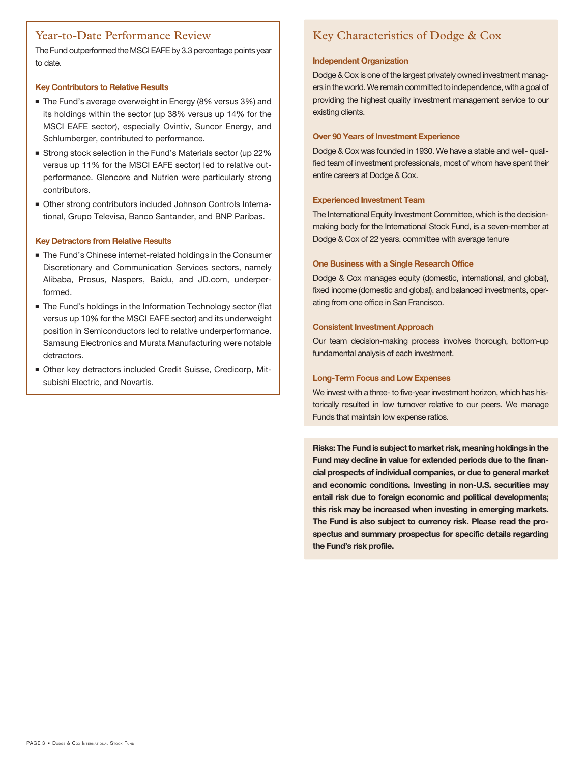## Year-to-Date Performance Review

The Fund outperformed the MSCI EAFE by 3.3 percentage points year to date.

### Key Contributors to Relative Results

- The Fund's average overweight in Energy (8% versus 3%) and its holdings within the sector (up 38% versus up 14% for the MSCI EAFE sector), especially Ovintiv, Suncor Energy, and Schlumberger, contributed to performance.
- Strong stock selection in the Fund's Materials sector (up 22% versus up 11% for the MSCI EAFE sector) led to relative outperformance. Glencore and Nutrien were particularly strong contributors.
- Other strong contributors included Johnson Controls International, Grupo Televisa, Banco Santander, and BNP Paribas.

### Key Detractors from Relative Results

- The Fund's Chinese internet-related holdings in the Consumer Discretionary and Communication Services sectors, namely Alibaba, Prosus, Naspers, Baidu, and JD.com, underperformed.
- The Fund's holdings in the Information Technology sector (flat versus up 10% for the MSCI EAFE sector) and its underweight position in Semiconductors led to relative underperformance. Samsung Electronics and Murata Manufacturing were notable detractors.
- Other key detractors included Credit Suisse, Credicorp, Mitsubishi Electric, and Novartis.

## Key Characteristics of Dodge & Cox

### Independent Organization

Dodge & Cox is one of the largest privately owned investment managers in the world. We remain committed to independence, with a goal of providing the highest quality investment management service to our existing clients.

### Over 90 Years of Investment Experience

Dodge & Cox was founded in 1930. We have a stable and well- qualified team of investment professionals, most of whom have spent their entire careers at Dodge & Cox.

### Experienced Investment Team

The International Equity Investment Committee, which is the decision-making body for the International Stock Fund, is a seven-member at Dodge & Cox of 22 years. committee with average tenure

### One Business with a Single Research Office

Dodge & Cox manages equity (domestic, international, and global), fixed income (domestic and global), and balanced investments, operating from one office in San Francisco.

### Consistent Investment Approach

Our team decision-making process involves thorough, bottom-up fundamental analysis of each investment.

### Long-Term Focus and Low Expenses

We invest with a three- to five-year investment horizon, which has historically resulted in low turnover relative to our peers. We manage Funds that maintain low expense ratios.

**Risks: The Fund is subject to market risk, meaning holdings in the Fund may decline in value for extended periods due to the financial prospects of individual companies, or due to general market and economic conditions. Investing in non-U.S. securities may entail risk due to foreign economic and political developments; this risk may be increased when investing in emerging markets. The Fund is also subject to currency risk. Please read the prospectus and summary prospectus for specific details regarding the Fund's risk profile.**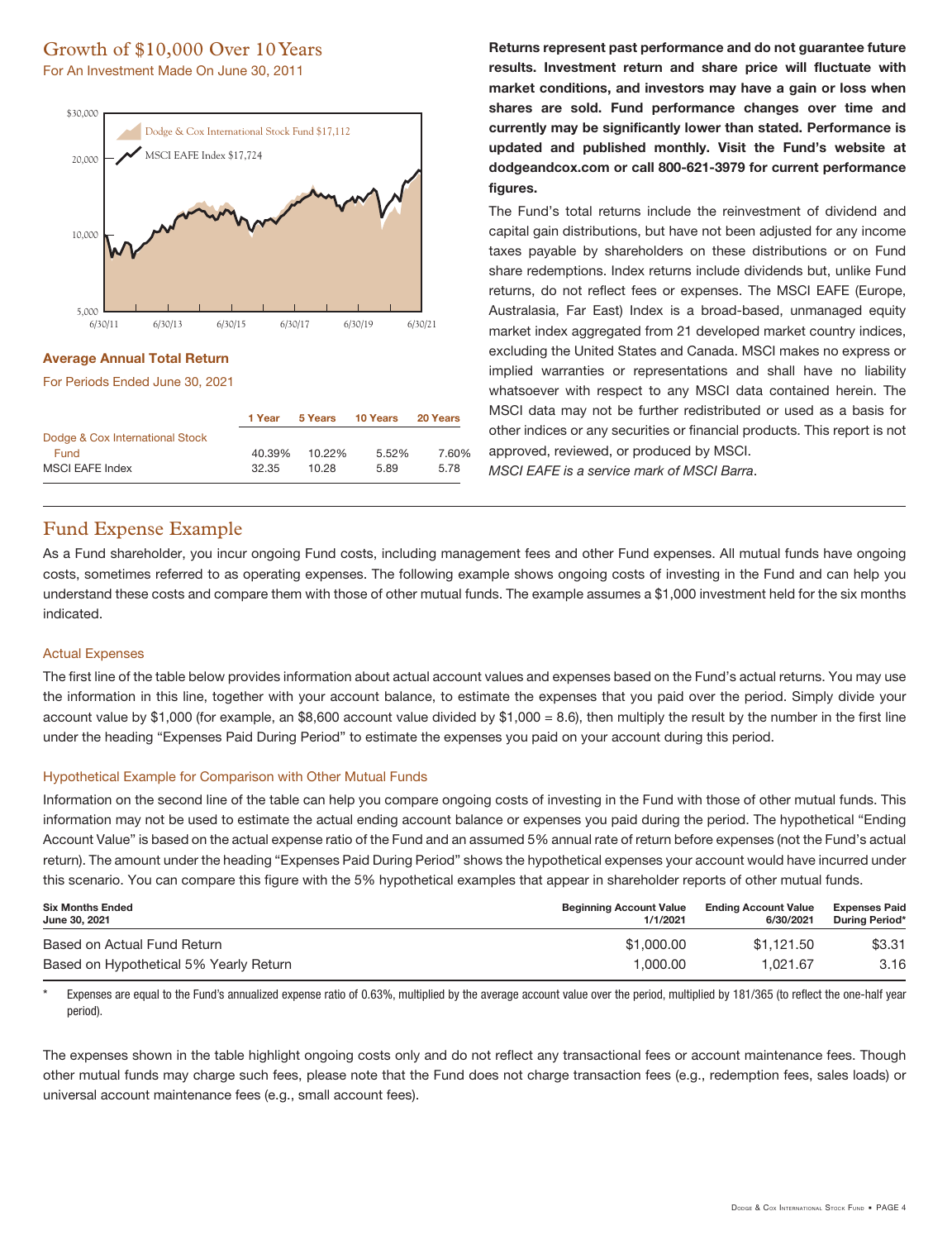## Growth of $10,000 Over 10 Years

For An Investment Made On June 30, 2011

Dodge & Cox International Stock Fund $17,112

MSCI EAFE Index $17,724

### Average Annual Total Return

For Periods Ended June 30, 2021

| | 1 Year | 5 Years | 10 Years | 20 Years |
|---|---|---|---|---|
| Dodge & Cox International Stock Fund | 40.39% | 10.22% | 5.52% | 7.60% |
| MSCI EAFE Index | 32.35 | 10.28 | 5.89 | 5.78 |

**Returns represent past performance and do not guarantee future results. Investment return and share price will fluctuate with market conditions, and investors may have a gain or loss when shares are sold. Fund performance changes over time and currently may be significantly lower than stated. Performance is updated and published monthly. Visit the Fund's website at dodgeandcox.com or call 800-621-3979 for current performance figures.**

The Fund's total returns include the reinvestment of dividend and capital gain distributions, but have not been adjusted for any income taxes payable by shareholders on these distributions or on Fund share redemptions. Index returns include dividends but, unlike Fund returns, do not reflect fees or expenses. The MSCI EAFE (Europe, Australasia, Far East) Index is a broad-based, unmanaged equity market index aggregated from 21 developed market country indices, excluding the United States and Canada. MSCI makes no express or implied warranties or representations and shall have no liability whatsoever with respect to any MSCI data contained herein. The MSCI data may not be further redistributed or used as a basis for other indices or any securities or financial products. This report is not approved, reviewed, or produced by MSCI.

*MSCI EAFE is a service mark of MSCI Barra*.

## Fund Expense Example

As a Fund shareholder, you incur ongoing Fund costs, including management fees and other Fund expenses. All mutual funds have ongoing costs, sometimes referred to as operating expenses. The following example shows ongoing costs of investing in the Fund and can help you understand these costs and compare them with those of other mutual funds. The example assumes a $1,000 investment held for the six months indicated.

### Actual Expenses

The first line of the table below provides information about actual account values and expenses based on the Fund's actual returns. You may use the information in this line, together with your account balance, to estimate the expenses that you paid over the period. Simply divide your account value by $1,000 (for example, an $8,600 account value divided by $1,000 = 8.6), then multiply the result by the number in the first line under the heading "Expenses Paid During Period" to estimate the expenses you paid on your account during this period.

### Hypothetical Example for Comparison with Other Mutual Funds

Information on the second line of the table can help you compare ongoing costs of investing in the Fund with those of other mutual funds. This information may not be used to estimate the actual ending account balance or expenses you paid during the period. The hypothetical "Ending Account Value" is based on the actual expense ratio of the Fund and an assumed 5% annual rate of return before expenses (not the Fund's actual return). The amount under the heading "Expenses Paid During Period" shows the hypothetical expenses your account would have incurred under this scenario. You can compare this figure with the 5% hypothetical examples that appear in shareholder reports of other mutual funds.

| Six Months Ended June 30, 2021 | Beginning Account Value 1/1/2021 | Ending Account Value 6/30/2021 | Expenses Paid During Period* |
|---|---|---|---|
| Based on Actual Fund Return | $1,000.00 | $1,121.50 | $3.31 |
| Based on Hypothetical 5% Yearly Return | 1,000.00 | 1,021.67 | 3.16 |

\* Expenses are equal to the Fund's annualized expense ratio of 0.63%, multiplied by the average account value over the period, multiplied by 181/365 (to reflect the one-half year period).

The expenses shown in the table highlight ongoing costs only and do not reflect any transactional fees or account maintenance fees. Though other mutual funds may charge such fees, please note that the Fund does not charge transaction fees (e.g., redemption fees, sales loads) or universal account maintenance fees (e.g., small account fees).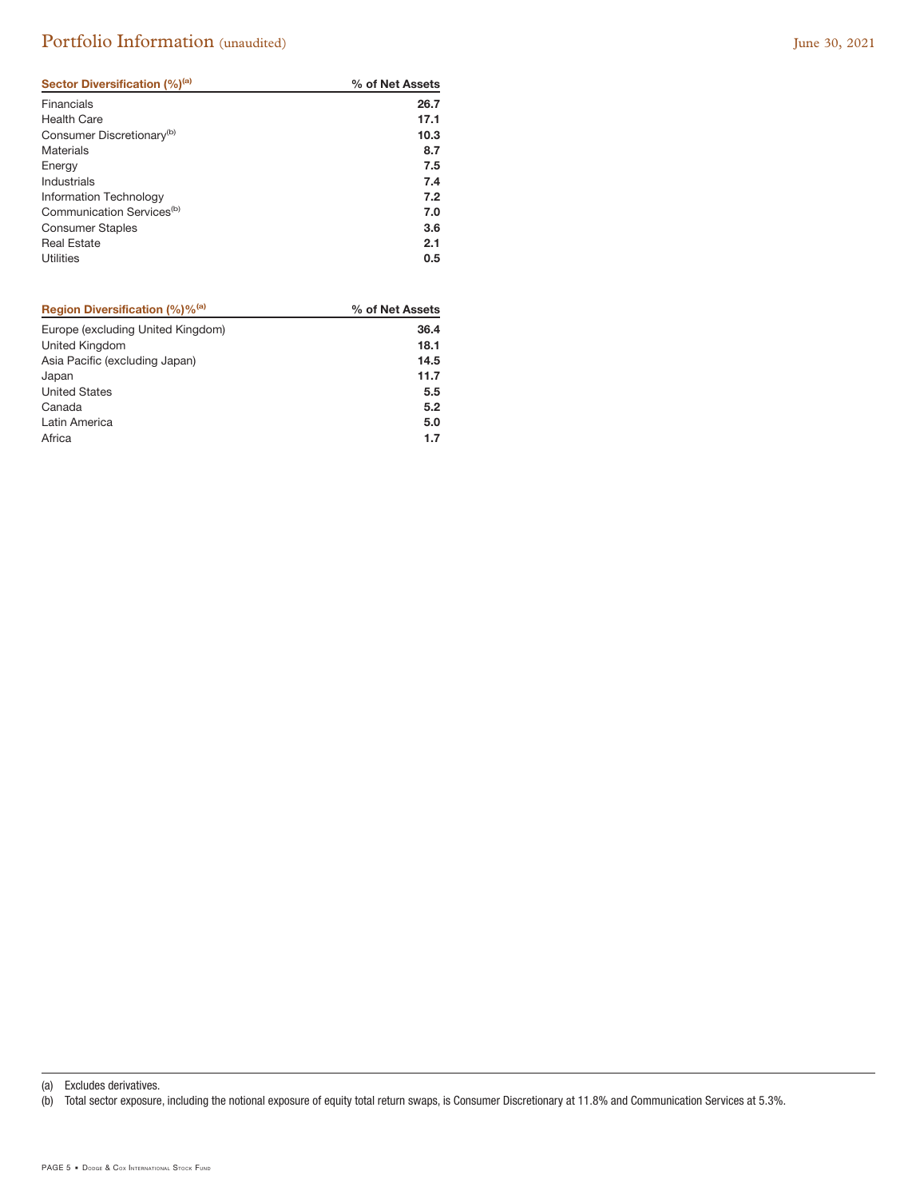# Portfolio Information (unaudited)

June 30, 2021

| Sector Diversification (%)[a] | % of Net Assets |
|---|---|
| Financials | 26.7 |
| Health Care | 17.1 |
| Consumer Discretionary[b] | 10.3 |
| Materials | 8.7 |
| Energy | 7.5 |
| Industrials | 7.4 |
| Information Technology | 7.2 |
| Communication Services[b] | 7.0 |
| Consumer Staples | 3.6 |
| Real Estate | 2.1 |
| Utilities | 0.5 |

| Region Diversification (%)%[a] | % of Net Assets |
|---|---|
| Europe (excluding United Kingdom) | 36.4 |
| United Kingdom | 18.1 |
| Asia Pacific (excluding Japan) | 14.5 |
| Japan | 11.7 |
| United States | 5.5 |
| Canada | 5.2 |
| Latin America | 5.0 |
| Africa | 1.7 |

(a) Excludes derivatives.

(b) Total sector exposure, including the notional exposure of equity total return swaps, is Consumer Discretionary at 11.8% and Communication Services at 5.3%.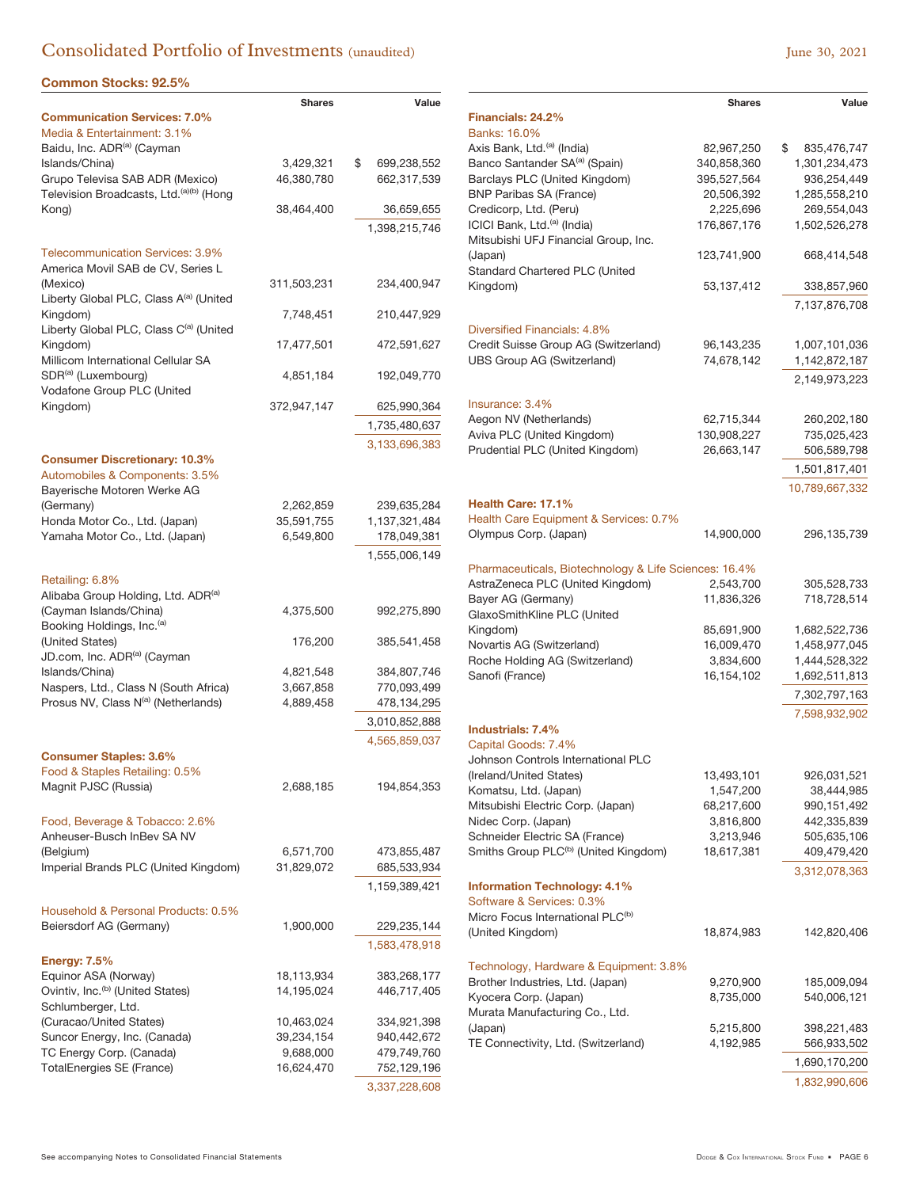# Consolidated Portfolio of Investments (unaudited)

June 30, 2021

## Common Stocks: 92.5%

| | Shares | Value |
|---|---|---|
| **Communication Services: 7.0%** | | |
| Media & Entertainment: 3.1% | | |
| Baidu, Inc. ADR[(a)] (Cayman Islands/China) | 3,429,321 | $ 699,238,552 |
| Grupo Televisa SAB ADR (Mexico) | 46,380,780 | 662,317,539 |
| Television Broadcasts, Ltd.[(a)(b)] (Hong Kong) | 38,464,400 | 36,659,655 |
| | | 1,398,215,746 |
| Telecommunication Services: 3.9% | | |
| America Movil SAB de CV, Series L (Mexico) | 311,503,231 | 234,400,947 |
| Liberty Global PLC, Class A[(a)] (United Kingdom) | 7,748,451 | 210,447,929 |
| Liberty Global PLC, Class C[(a)] (United Kingdom) | 17,477,501 | 472,591,627 |
| Millicom International Cellular SA SDR[(a)] (Luxembourg) | 4,851,184 | 192,049,770 |
| Vodafone Group PLC (United Kingdom) | 372,947,147 | 625,990,364 |
| | | 1,735,480,637 |
| | | 3,133,696,383 |
| **Consumer Discretionary: 10.3%** | | |
| Automobiles & Components: 3.5% | | |
| Bayerische Motoren Werke AG (Germany) | 2,262,859 | 239,635,284 |
| Honda Motor Co., Ltd. (Japan) | 35,591,755 | 1,137,321,484 |
| Yamaha Motor Co., Ltd. (Japan) | 6,549,800 | 178,049,381 |
| | | 1,555,006,149 |
| Retailing: 6.8% | | |
| Alibaba Group Holding, Ltd. ADR[(a)] (Cayman Islands/China) | 4,375,500 | 992,275,890 |
| Booking Holdings, Inc.[(a)] (United States) | 176,200 | 385,541,458 |
| JD.com, Inc. ADR[(a)] (Cayman Islands/China) | 4,821,548 | 384,807,746 |
| Naspers, Ltd., Class N (South Africa) | 3,667,858 | 770,093,499 |
| Prosus NV, Class N[(a)] (Netherlands) | 4,889,458 | 478,134,295 |
| | | 3,010,852,888 |
| | | 4,565,859,037 |
| **Consumer Staples: 3.6%** | | |
| Food & Staples Retailing: 0.5% | | |
| Magnit PJSC (Russia) | 2,688,185 | 194,854,353 |
| Food, Beverage & Tobacco: 2.6% | | |
| Anheuser-Busch InBev SA NV (Belgium) | 6,571,700 | 473,855,487 |
| Imperial Brands PLC (United Kingdom) | 31,829,072 | 685,533,934 |
| | | 1,159,389,421 |
| Household & Personal Products: 0.5% | | |
| Beiersdorf AG (Germany) | 1,900,000 | 229,235,144 |
| | | 1,583,478,918 |
| **Energy: 7.5%** | | |
| Equinor ASA (Norway) | 18,113,934 | 383,268,177 |
| Ovintiv, Inc.[(b)] (United States) | 14,195,024 | 446,717,405 |
| Schlumberger, Ltd. (Curacao/United States) | 10,463,024 | 334,921,398 |
| Suncor Energy, Inc. (Canada) | 39,234,154 | 940,442,672 |
| TC Energy Corp. (Canada) | 9,688,000 | 479,749,760 |
| TotalEnergies SE (France) | 16,624,470 | 752,129,196 |
| | | 3,337,228,608 |
| **Financials: 24.2%** | | |
| Banks: 16.0% | | |
| Axis Bank, Ltd.[(a)] (India) | 82,967,250 | $ 835,476,747 |
| Banco Santander SA[(a)] (Spain) | 340,858,360 | 1,301,234,473 |
| Barclays PLC (United Kingdom) | 395,527,564 | 936,254,449 |
| BNP Paribas SA (France) | 20,506,392 | 1,285,558,210 |
| Credicorp, Ltd. (Peru) | 2,225,696 | 269,554,043 |
| ICICI Bank, Ltd.[(a)] (India) | 176,867,176 | 1,502,526,278 |
| Mitsubishi UFJ Financial Group, Inc. (Japan) | 123,741,900 | 668,414,548 |
| Standard Chartered PLC (United Kingdom) | 53,137,412 | 338,857,960 |
| | | 7,137,876,708 |
| Diversified Financials: 4.8% | | |
| Credit Suisse Group AG (Switzerland) | 96,143,235 | 1,007,101,036 |
| UBS Group AG (Switzerland) | 74,678,142 | 1,142,872,187 |
| | | 2,149,973,223 |
| Insurance: 3.4% | | |
| Aegon NV (Netherlands) | 62,715,344 | 260,202,180 |
| Aviva PLC (United Kingdom) | 130,908,227 | 735,025,423 |
| Prudential PLC (United Kingdom) | 26,663,147 | 506,589,798 |
| | | 1,501,817,401 |
| | | 10,789,667,332 |
| **Health Care: 17.1%** | | |
| Health Care Equipment & Services: 0.7% | | |
| Olympus Corp. (Japan) | 14,900,000 | 296,135,739 |
| Pharmaceuticals, Biotechnology & Life Sciences: 16.4% | | |
| AstraZeneca PLC (United Kingdom) | 2,543,700 | 305,528,733 |
| Bayer AG (Germany) | 11,836,326 | 718,728,514 |
| GlaxoSmithKline PLC (United Kingdom) | 85,691,900 | 1,682,522,736 |
| Novartis AG (Switzerland) | 16,009,470 | 1,458,977,045 |
| Roche Holding AG (Switzerland) | 3,834,600 | 1,444,528,322 |
| Sanofi (France) | 16,154,102 | 1,692,511,813 |
| | | 7,302,797,163 |
| | | 7,598,932,902 |
| **Industrials: 7.4%** | | |
| Capital Goods: 7.4% | | |
| Johnson Controls International PLC (Ireland/United States) | 13,493,101 | 926,031,521 |
| Komatsu, Ltd. (Japan) | 1,547,200 | 38,444,985 |
| Mitsubishi Electric Corp. (Japan) | 68,217,600 | 990,151,492 |
| Nidec Corp. (Japan) | 3,816,800 | 442,335,839 |
| Schneider Electric SA (France) | 3,213,946 | 505,635,106 |
| Smiths Group PLC[(b)] (United Kingdom) | 18,617,381 | 409,479,420 |
| | | 3,312,078,363 |
| **Information Technology: 4.1%** | | |
| Software & Services: 0.3% | | |
| Micro Focus International PLC[(b)] (United Kingdom) | 18,874,983 | 142,820,406 |
| Technology, Hardware & Equipment: 3.8% | | |
| Brother Industries, Ltd. (Japan) | 9,270,900 | 185,009,094 |
| Kyocera Corp. (Japan) | 8,735,000 | 540,006,121 |
| Murata Manufacturing Co., Ltd. (Japan) | 5,215,800 | 398,221,483 |
| TE Connectivity, Ltd. (Switzerland) | 4,192,985 | 566,933,502 |
| | | 1,690,170,200 |
| | | 1,832,990,606 |

See accompanying Notes to Consolidated Financial Statements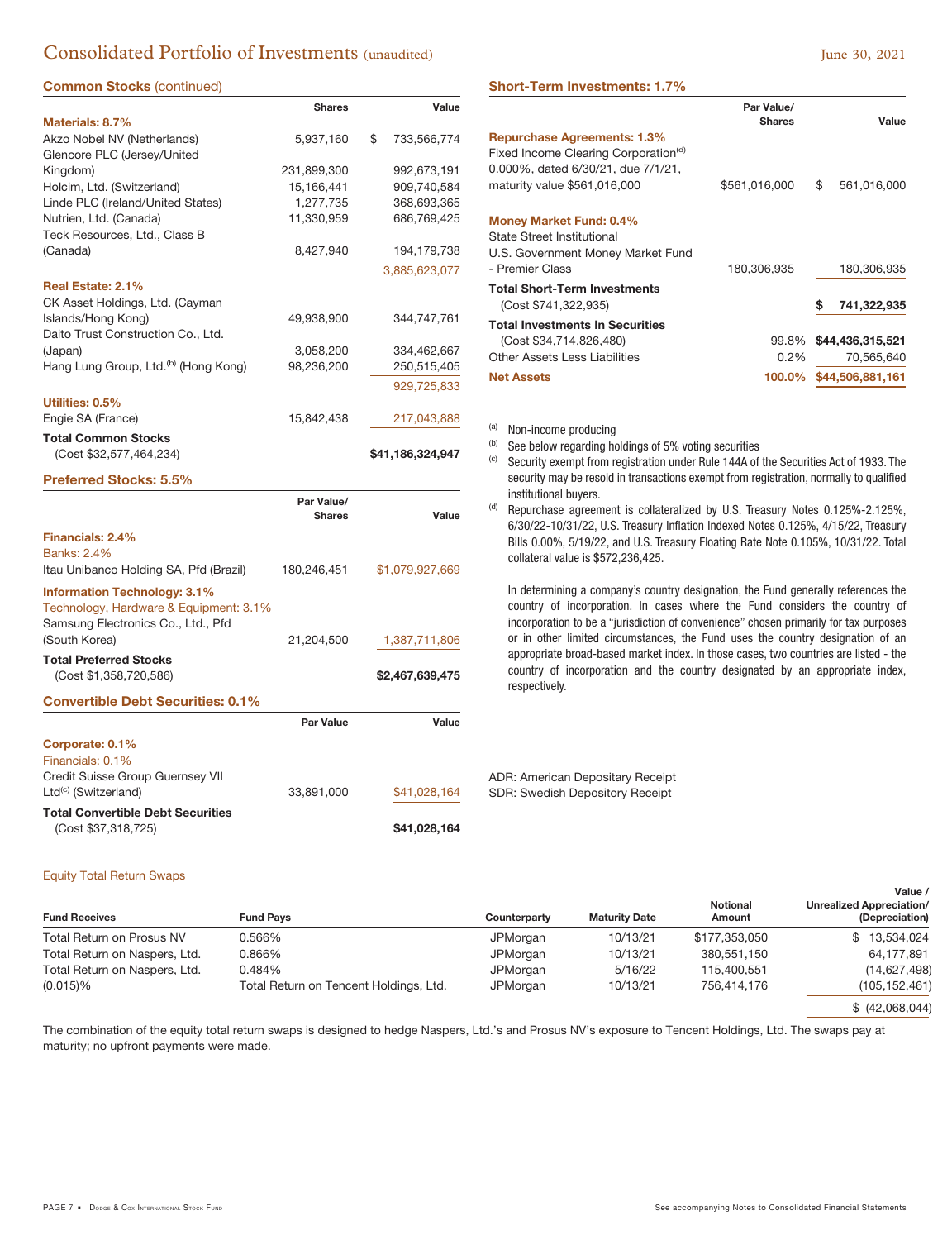# Consolidated Portfolio of Investments (unaudited)

June 30, 2021

## Common Stocks (continued)

| | Shares | Value |
|---|---|---|
| **Materials: 8.7%** | | |
| Akzo Nobel NV (Netherlands) | 5,937,160 | $ 733,566,774 |
| Glencore PLC (Jersey/United Kingdom) | 231,899,300 | 992,673,191 |
| Holcim, Ltd. (Switzerland) | 15,166,441 | 909,740,584 |
| Linde PLC (Ireland/United States) | 1,277,735 | 368,693,365 |
| Nutrien, Ltd. (Canada) | 11,330,959 | 686,769,425 |
| Teck Resources, Ltd., Class B (Canada) | 8,427,940 | 194,179,738 |
| | | 3,885,623,077 |
| **Real Estate: 2.1%** | | |
| CK Asset Holdings, Ltd. (Cayman Islands/Hong Kong) | 49,938,900 | 344,747,761 |
| Daito Trust Construction Co., Ltd. (Japan) | 3,058,200 | 334,462,667 |
| Hang Lung Group, Ltd.[(b)] (Hong Kong) | 98,236,200 | 250,515,405 |
| | | 929,725,833 |
| **Utilities: 0.5%** | | |
| Engie SA (France) | 15,842,438 | 217,043,888 |
| **Total Common Stocks** (Cost $32,577,464,234) | | **$41,186,324,947** |

## Preferred Stocks: 5.5%

| | Par Value/ Shares | Value |
|---|---|---|
| **Financials: 2.4%** | | |
| Banks: 2.4% | | |
| Itau Unibanco Holding SA, Pfd (Brazil) | 180,246,451 | $1,079,927,669 |
| **Information Technology: 3.1%** | | |
| Technology, Hardware & Equipment: 3.1% | | |
| Samsung Electronics Co., Ltd., Pfd (South Korea) | 21,204,500 | 1,387,711,806 |
| **Total Preferred Stocks** (Cost $1,358,720,586) | | **$2,467,639,475** |

## Convertible Debt Securities: 0.1%

| | Par Value | Value |
|---|---|---|
| **Corporate: 0.1%** | | |
| Financials: 0.1% | | |
| Credit Suisse Group Guernsey VII Ltd[(c)] (Switzerland) | 33,891,000 | $41,028,164 |
| **Total Convertible Debt Securities** (Cost $37,318,725) | | **$41,028,164** |

## Short-Term Investments: 1.7%

| | Par Value/ Shares | Value |
|---|---|---|
| **Repurchase Agreements: 1.3%** | | |
| Fixed Income Clearing Corporation[(d)] 0.000%, dated 6/30/21, due 7/1/21, maturity value $561,016,000 | $561,016,000 | $ 561,016,000 |
| **Money Market Fund: 0.4%** | | |
| State Street Institutional U.S. Government Money Market Fund - Premier Class | 180,306,935 | 180,306,935 |
| **Total Short-Term Investments** (Cost $741,322,935) | | **$ 741,322,935** |
| **Total Investments In Securities** (Cost $34,714,826,480) | 99.8% | **$44,436,315,521** |
| Other Assets Less Liabilities | 0.2% | 70,565,640 |
| **Net Assets** | **100.0%** | **$44,506,881,161** |

(a) Non-income producing

(b) See below regarding holdings of 5% voting securities

(c) Security exempt from registration under Rule 144A of the Securities Act of 1933. The security may be resold in transactions exempt from registration, normally to qualified institutional buyers.

(d) Repurchase agreement is collateralized by U.S. Treasury Notes 0.125%-2.125%, 6/30/22-10/31/22, U.S. Treasury Inflation Indexed Notes 0.125%, 4/15/22, Treasury Bills 0.00%, 5/19/22, and U.S. Treasury Floating Rate Note 0.105%, 10/31/22. Total collateral value is $572,236,425.

In determining a company's country designation, the Fund generally references the country of incorporation. In cases where the Fund considers the country of incorporation to be a "jurisdiction of convenience" chosen primarily for tax purposes or in other limited circumstances, the Fund uses the country designation of an appropriate broad-based market index. In those cases, two countries are listed - the country of incorporation and the country designated by an appropriate index, respectively.

ADR: American Depositary Receipt
SDR: Swedish Depository Receipt

## Equity Total Return Swaps

| Fund Receives | Fund Pays | Counterparty | Maturity Date | Notional Amount | Value / Unrealized Appreciation/ (Depreciation) |
|---|---|---|---|---|---|
| Total Return on Prosus NV | 0.566% | JPMorgan | 10/13/21 | $177,353,050 | $ 13,534,024 |
| Total Return on Naspers, Ltd. | 0.866% | JPMorgan | 10/13/21 | 380,551,150 | 64,177,891 |
| Total Return on Naspers, Ltd. | 0.484% | JPMorgan | 5/16/22 | 115,400,551 | (14,627,498) |
| (0.015)% | Total Return on Tencent Holdings, Ltd. | JPMorgan | 10/13/21 | 756,414,176 | (105,152,461) |
| | | | | | $ (42,068,044) |

The combination of the equity total return swaps is designed to hedge Naspers, Ltd.'s and Prosus NV's exposure to Tencent Holdings, Ltd. The swaps pay at maturity; no upfront payments were made.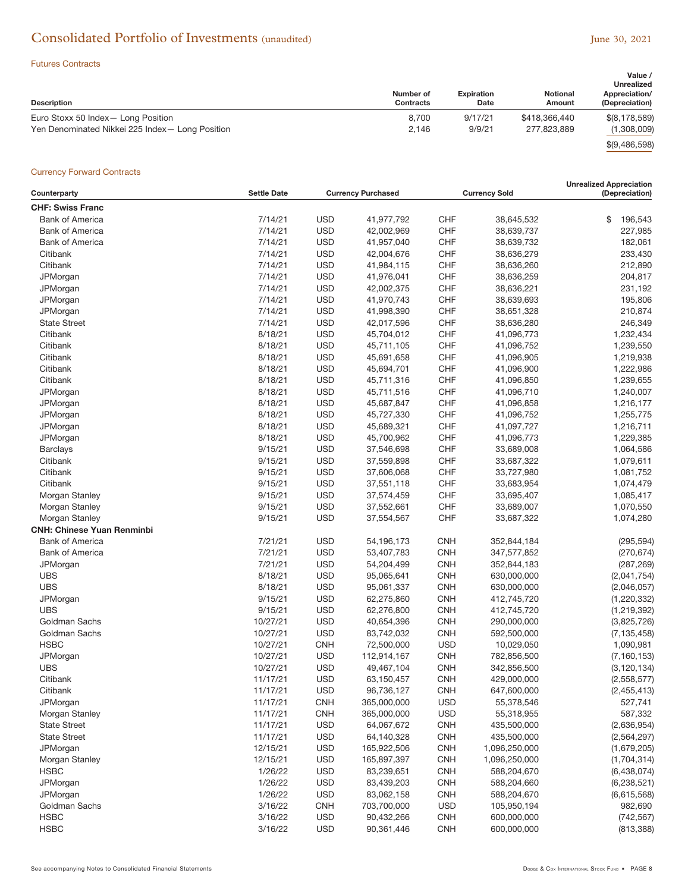# Consolidated Portfolio of Investments (unaudited)

June 30, 2021

## Futures Contracts

| Description | Number of Contracts | Expiration Date | Notional Amount | Value / Unrealized Appreciation/ (Depreciation) |
|---|---|---|---|---|
| Euro Stoxx 50 Index— Long Position | 8,700 | 9/17/21 | $418,366,440 | $(8,178,589) |
| Yen Denominated Nikkei 225 Index— Long Position | 2,146 | 9/9/21 | 277,823,889 | (1,308,009) |
| | | | | $(9,486,598) |

## Currency Forward Contracts

| Counterparty | Settle Date | Currency Purchased | | Currency Sold | | Unrealized Appreciation (Depreciation) |
|---|---|---|---|---|---|---|
| **CHF: Swiss Franc** | | | | | | |
| Bank of America | 7/14/21 | USD | 41,977,792 | CHF | 38,645,532 | $ 196,543 |
| Bank of America | 7/14/21 | USD | 42,002,969 | CHF | 38,639,737 | 227,985 |
| Bank of America | 7/14/21 | USD | 41,957,040 | CHF | 38,639,732 | 182,061 |
| Citibank | 7/14/21 | USD | 42,004,676 | CHF | 38,636,279 | 233,430 |
| Citibank | 7/14/21 | USD | 41,984,115 | CHF | 38,636,260 | 212,890 |
| JPMorgan | 7/14/21 | USD | 41,976,041 | CHF | 38,636,259 | 204,817 |
| JPMorgan | 7/14/21 | USD | 42,002,375 | CHF | 38,636,221 | 231,192 |
| JPMorgan | 7/14/21 | USD | 41,970,743 | CHF | 38,639,693 | 195,806 |
| JPMorgan | 7/14/21 | USD | 41,998,390 | CHF | 38,651,328 | 210,874 |
| State Street | 7/14/21 | USD | 42,017,596 | CHF | 38,636,280 | 246,349 |
| Citibank | 8/18/21 | USD | 45,704,012 | CHF | 41,096,773 | 1,232,434 |
| Citibank | 8/18/21 | USD | 45,711,105 | CHF | 41,096,752 | 1,239,550 |
| Citibank | 8/18/21 | USD | 45,691,658 | CHF | 41,096,905 | 1,219,938 |
| Citibank | 8/18/21 | USD | 45,694,701 | CHF | 41,096,900 | 1,222,986 |
| Citibank | 8/18/21 | USD | 45,711,316 | CHF | 41,096,850 | 1,239,655 |
| JPMorgan | 8/18/21 | USD | 45,711,516 | CHF | 41,096,710 | 1,240,007 |
| JPMorgan | 8/18/21 | USD | 45,687,847 | CHF | 41,096,858 | 1,216,177 |
| JPMorgan | 8/18/21 | USD | 45,727,330 | CHF | 41,096,752 | 1,255,775 |
| JPMorgan | 8/18/21 | USD | 45,689,321 | CHF | 41,097,727 | 1,216,711 |
| JPMorgan | 8/18/21 | USD | 45,700,962 | CHF | 41,096,773 | 1,229,385 |
| Barclays | 9/15/21 | USD | 37,546,698 | CHF | 33,689,008 | 1,064,586 |
| Citibank | 9/15/21 | USD | 37,559,898 | CHF | 33,687,322 | 1,079,611 |
| Citibank | 9/15/21 | USD | 37,606,068 | CHF | 33,727,980 | 1,081,752 |
| Citibank | 9/15/21 | USD | 37,551,118 | CHF | 33,683,954 | 1,074,479 |
| Morgan Stanley | 9/15/21 | USD | 37,574,459 | CHF | 33,695,407 | 1,085,417 |
| Morgan Stanley | 9/15/21 | USD | 37,552,661 | CHF | 33,689,007 | 1,070,550 |
| Morgan Stanley | 9/15/21 | USD | 37,554,567 | CHF | 33,687,322 | 1,074,280 |
| **CNH: Chinese Yuan Renminbi** | | | | | | |
| Bank of America | 7/21/21 | USD | 54,196,173 | CNH | 352,844,184 | (295,594) |
| Bank of America | 7/21/21 | USD | 53,407,783 | CNH | 347,577,852 | (270,674) |
| JPMorgan | 7/21/21 | USD | 54,204,499 | CNH | 352,844,183 | (287,269) |
| UBS | 8/18/21 | USD | 95,065,641 | CNH | 630,000,000 | (2,041,754) |
| UBS | 8/18/21 | USD | 95,061,337 | CNH | 630,000,000 | (2,046,057) |
| JPMorgan | 9/15/21 | USD | 62,275,860 | CNH | 412,745,720 | (1,220,332) |
| UBS | 9/15/21 | USD | 62,276,800 | CNH | 412,745,720 | (1,219,392) |
| Goldman Sachs | 10/27/21 | USD | 40,654,396 | CNH | 290,000,000 | (3,825,726) |
| Goldman Sachs | 10/27/21 | USD | 83,742,032 | CNH | 592,500,000 | (7,135,458) |
| HSBC | 10/27/21 | CNH | 72,500,000 | USD | 10,029,050 | 1,090,981 |
| JPMorgan | 10/27/21 | USD | 112,914,167 | CNH | 782,856,500 | (7,160,153) |
| UBS | 10/27/21 | USD | 49,467,104 | CNH | 342,856,500 | (3,120,134) |
| Citibank | 11/17/21 | USD | 63,150,457 | CNH | 429,000,000 | (2,558,577) |
| Citibank | 11/17/21 | USD | 96,736,127 | CNH | 647,600,000 | (2,455,413) |
| JPMorgan | 11/17/21 | CNH | 365,000,000 | USD | 55,378,546 | 527,741 |
| Morgan Stanley | 11/17/21 | CNH | 365,000,000 | USD | 55,318,955 | 587,332 |
| State Street | 11/17/21 | USD | 64,067,672 | CNH | 435,500,000 | (2,636,954) |
| State Street | 11/17/21 | USD | 64,140,328 | CNH | 435,500,000 | (2,564,297) |
| JPMorgan | 12/15/21 | USD | 165,922,506 | CNH | 1,096,250,000 | (1,679,205) |
| Morgan Stanley | 12/15/21 | USD | 165,897,397 | CNH | 1,096,250,000 | (1,704,314) |
| HSBC | 1/26/22 | USD | 83,239,651 | CNH | 588,204,670 | (6,438,074) |
| JPMorgan | 1/26/22 | USD | 83,439,203 | CNH | 588,204,660 | (6,238,521) |
| JPMorgan | 1/26/22 | USD | 83,062,158 | CNH | 588,204,670 | (6,615,568) |
| Goldman Sachs | 3/16/22 | CNH | 703,700,000 | USD | 105,950,194 | 982,690 |
| HSBC | 3/16/22 | USD | 90,432,266 | CNH | 600,000,000 | (742,567) |
| HSBC | 3/16/22 | USD | 90,361,446 | CNH | 600,000,000 | (813,388) |

See accompanying Notes to Consolidated Financial Statements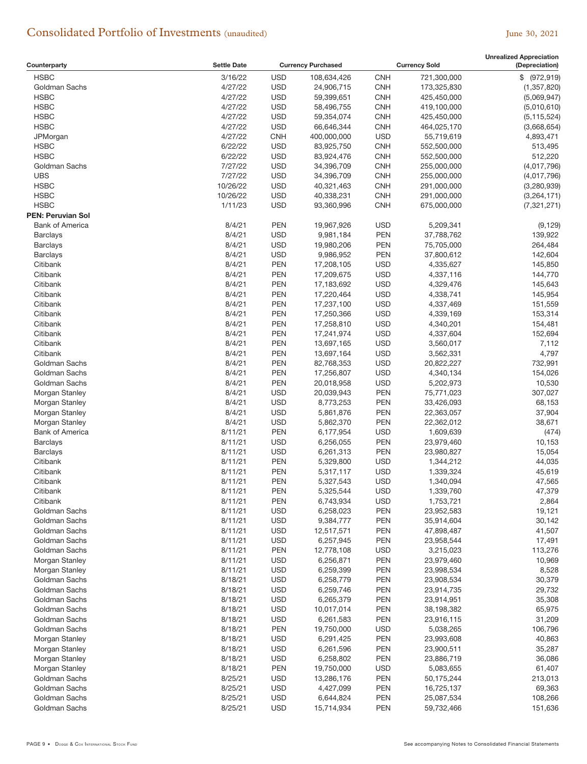# Consolidated Portfolio of Investments (unaudited)

June 30, 2021

| Counterparty | Settle Date | Currency Purchased | | Currency Sold | | Unrealized Appreciation (Depreciation) |
|---|---|---|---|---|---|---|
| HSBC | 3/16/22 | USD | 108,634,426 | CNH | 721,300,000 | $ (972,919) |
| Goldman Sachs | 4/27/22 | USD | 24,906,715 | CNH | 173,325,830 | (1,357,820) |
| HSBC | 4/27/22 | USD | 59,399,651 | CNH | 425,450,000 | (5,069,947) |
| HSBC | 4/27/22 | USD | 58,496,755 | CNH | 419,100,000 | (5,010,610) |
| HSBC | 4/27/22 | USD | 59,354,074 | CNH | 425,450,000 | (5,115,524) |
| HSBC | 4/27/22 | USD | 66,646,344 | CNH | 464,025,170 | (3,668,654) |
| JPMorgan | 4/27/22 | CNH | 400,000,000 | USD | 55,719,619 | 4,893,471 |
| HSBC | 6/22/22 | USD | 83,925,750 | CNH | 552,500,000 | 513,495 |
| HSBC | 6/22/22 | USD | 83,924,476 | CNH | 552,500,000 | 512,220 |
| Goldman Sachs | 7/27/22 | USD | 34,396,709 | CNH | 255,000,000 | (4,017,796) |
| UBS | 7/27/22 | USD | 34,396,709 | CNH | 255,000,000 | (4,017,796) |
| HSBC | 10/26/22 | USD | 40,321,463 | CNH | 291,000,000 | (3,280,939) |
| HSBC | 10/26/22 | USD | 40,338,231 | CNH | 291,000,000 | (3,264,171) |
| HSBC | 1/11/23 | USD | 93,360,996 | CNH | 675,000,000 | (7,321,271) |
| **PEN: Peruvian Sol** | | | | | | |
| Bank of America | 8/4/21 | PEN | 19,967,926 | USD | 5,209,341 | (9,129) |
| Barclays | 8/4/21 | USD | 9,981,184 | PEN | 37,788,762 | 139,922 |
| Barclays | 8/4/21 | USD | 19,980,206 | PEN | 75,705,000 | 264,484 |
| Barclays | 8/4/21 | USD | 9,986,952 | PEN | 37,800,612 | 142,604 |
| Citibank | 8/4/21 | PEN | 17,208,105 | USD | 4,335,627 | 145,850 |
| Citibank | 8/4/21 | PEN | 17,209,675 | USD | 4,337,116 | 144,770 |
| Citibank | 8/4/21 | PEN | 17,183,692 | USD | 4,329,476 | 145,643 |
| Citibank | 8/4/21 | PEN | 17,220,464 | USD | 4,338,741 | 145,954 |
| Citibank | 8/4/21 | PEN | 17,237,100 | USD | 4,337,469 | 151,559 |
| Citibank | 8/4/21 | PEN | 17,250,366 | USD | 4,339,169 | 153,314 |
| Citibank | 8/4/21 | PEN | 17,258,810 | USD | 4,340,201 | 154,481 |
| Citibank | 8/4/21 | PEN | 17,241,974 | USD | 4,337,604 | 152,694 |
| Citibank | 8/4/21 | PEN | 13,697,165 | USD | 3,560,017 | 7,112 |
| Citibank | 8/4/21 | PEN | 13,697,164 | USD | 3,562,331 | 4,797 |
| Goldman Sachs | 8/4/21 | PEN | 82,768,353 | USD | 20,822,227 | 732,991 |
| Goldman Sachs | 8/4/21 | PEN | 17,256,807 | USD | 4,340,134 | 154,026 |
| Goldman Sachs | 8/4/21 | PEN | 20,018,958 | USD | 5,202,973 | 10,530 |
| Morgan Stanley | 8/4/21 | USD | 20,039,943 | PEN | 75,771,023 | 307,027 |
| Morgan Stanley | 8/4/21 | USD | 8,773,253 | PEN | 33,426,093 | 68,153 |
| Morgan Stanley | 8/4/21 | USD | 5,861,876 | PEN | 22,363,057 | 37,904 |
| Morgan Stanley | 8/4/21 | USD | 5,862,370 | PEN | 22,362,012 | 38,671 |
| Bank of America | 8/11/21 | PEN | 6,177,954 | USD | 1,609,639 | (474) |
| Barclays | 8/11/21 | USD | 6,256,055 | PEN | 23,979,460 | 10,153 |
| Barclays | 8/11/21 | USD | 6,261,313 | PEN | 23,980,827 | 15,054 |
| Citibank | 8/11/21 | PEN | 5,329,800 | USD | 1,344,212 | 44,035 |
| Citibank | 8/11/21 | PEN | 5,317,117 | USD | 1,339,324 | 45,619 |
| Citibank | 8/11/21 | PEN | 5,327,543 | USD | 1,340,094 | 47,565 |
| Citibank | 8/11/21 | PEN | 5,325,544 | USD | 1,339,760 | 47,379 |
| Citibank | 8/11/21 | PEN | 6,743,934 | USD | 1,753,721 | 2,864 |
| Goldman Sachs | 8/11/21 | USD | 6,258,023 | PEN | 23,952,583 | 19,121 |
| Goldman Sachs | 8/11/21 | USD | 9,384,777 | PEN | 35,914,604 | 30,142 |
| Goldman Sachs | 8/11/21 | USD | 12,517,571 | PEN | 47,898,487 | 41,507 |
| Goldman Sachs | 8/11/21 | USD | 6,257,945 | PEN | 23,958,544 | 17,491 |
| Goldman Sachs | 8/11/21 | PEN | 12,778,108 | USD | 3,215,023 | 113,276 |
| Morgan Stanley | 8/11/21 | USD | 6,256,871 | PEN | 23,979,460 | 10,969 |
| Morgan Stanley | 8/11/21 | USD | 6,259,399 | PEN | 23,998,534 | 8,528 |
| Goldman Sachs | 8/18/21 | USD | 6,258,779 | PEN | 23,908,534 | 30,379 |
| Goldman Sachs | 8/18/21 | USD | 6,259,746 | PEN | 23,914,735 | 29,732 |
| Goldman Sachs | 8/18/21 | USD | 6,265,379 | PEN | 23,914,951 | 35,308 |
| Goldman Sachs | 8/18/21 | USD | 10,017,014 | PEN | 38,198,382 | 65,975 |
| Goldman Sachs | 8/18/21 | USD | 6,261,583 | PEN | 23,916,115 | 31,209 |
| Goldman Sachs | 8/18/21 | PEN | 19,750,000 | USD | 5,038,265 | 106,796 |
| Morgan Stanley | 8/18/21 | USD | 6,291,425 | PEN | 23,993,608 | 40,863 |
| Morgan Stanley | 8/18/21 | USD | 6,261,596 | PEN | 23,900,511 | 35,287 |
| Morgan Stanley | 8/18/21 | USD | 6,258,802 | PEN | 23,886,719 | 36,086 |
| Morgan Stanley | 8/18/21 | PEN | 19,750,000 | USD | 5,083,655 | 61,407 |
| Goldman Sachs | 8/25/21 | USD | 13,286,176 | PEN | 50,175,244 | 213,013 |
| Goldman Sachs | 8/25/21 | USD | 4,427,099 | PEN | 16,725,137 | 69,363 |
| Goldman Sachs | 8/25/21 | USD | 6,644,824 | PEN | 25,087,534 | 108,266 |
| Goldman Sachs | 8/25/21 | USD | 15,714,934 | PEN | 59,732,466 | 151,636 |

See accompanying Notes to Consolidated Financial Statements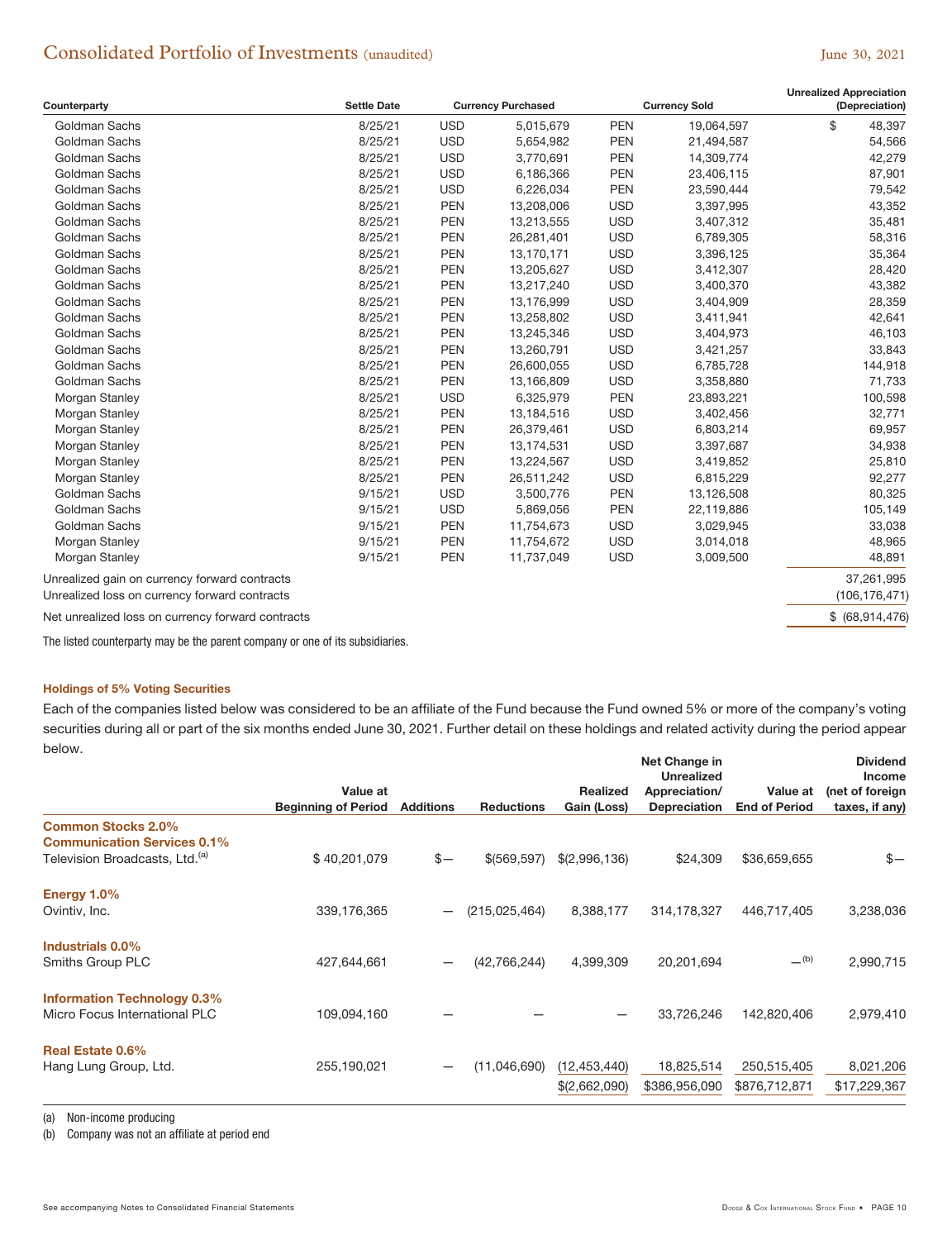## Consolidated Portfolio of Investments (unaudited)

June 30, 2021

| Counterparty | Settle Date | Currency Purchased | | Currency Sold | | Unrealized Appreciation (Depreciation) |
|---|---|---|---|---|---|---|
| Goldman Sachs | 8/25/21 | USD | 5,015,679 | PEN | 19,064,597 | $ 48,397 |
| Goldman Sachs | 8/25/21 | USD | 5,654,982 | PEN | 21,494,587 | 54,566 |
| Goldman Sachs | 8/25/21 | USD | 3,770,691 | PEN | 14,309,774 | 42,279 |
| Goldman Sachs | 8/25/21 | USD | 6,186,366 | PEN | 23,406,115 | 87,901 |
| Goldman Sachs | 8/25/21 | USD | 6,226,034 | PEN | 23,590,444 | 79,542 |
| Goldman Sachs | 8/25/21 | PEN | 13,208,006 | USD | 3,397,995 | 43,352 |
| Goldman Sachs | 8/25/21 | PEN | 13,213,555 | USD | 3,407,312 | 35,481 |
| Goldman Sachs | 8/25/21 | PEN | 26,281,401 | USD | 6,789,305 | 58,316 |
| Goldman Sachs | 8/25/21 | PEN | 13,170,171 | USD | 3,396,125 | 35,364 |
| Goldman Sachs | 8/25/21 | PEN | 13,205,627 | USD | 3,412,307 | 28,420 |
| Goldman Sachs | 8/25/21 | PEN | 13,217,240 | USD | 3,400,370 | 43,382 |
| Goldman Sachs | 8/25/21 | PEN | 13,176,999 | USD | 3,404,909 | 28,359 |
| Goldman Sachs | 8/25/21 | PEN | 13,258,802 | USD | 3,411,941 | 42,641 |
| Goldman Sachs | 8/25/21 | PEN | 13,245,346 | USD | 3,404,973 | 46,103 |
| Goldman Sachs | 8/25/21 | PEN | 13,260,791 | USD | 3,421,257 | 33,843 |
| Goldman Sachs | 8/25/21 | PEN | 26,600,055 | USD | 6,785,728 | 144,918 |
| Goldman Sachs | 8/25/21 | PEN | 13,166,809 | USD | 3,358,880 | 71,733 |
| Morgan Stanley | 8/25/21 | USD | 6,325,979 | PEN | 23,893,221 | 100,598 |
| Morgan Stanley | 8/25/21 | PEN | 13,184,516 | USD | 3,402,456 | 32,771 |
| Morgan Stanley | 8/25/21 | PEN | 26,379,461 | USD | 6,803,214 | 69,957 |
| Morgan Stanley | 8/25/21 | PEN | 13,174,531 | USD | 3,397,687 | 34,938 |
| Morgan Stanley | 8/25/21 | PEN | 13,224,567 | USD | 3,419,852 | 25,810 |
| Morgan Stanley | 8/25/21 | PEN | 26,511,242 | USD | 6,815,229 | 92,277 |
| Goldman Sachs | 9/15/21 | USD | 3,500,776 | PEN | 13,126,508 | 80,325 |
| Goldman Sachs | 9/15/21 | USD | 5,869,056 | PEN | 22,119,886 | 105,149 |
| Goldman Sachs | 9/15/21 | PEN | 11,754,673 | USD | 3,029,945 | 33,038 |
| Morgan Stanley | 9/15/21 | PEN | 11,754,672 | USD | 3,014,018 | 48,965 |
| Morgan Stanley | 9/15/21 | PEN | 11,737,049 | USD | 3,009,500 | 48,891 |
| Unrealized gain on currency forward contracts | | | | | | 37,261,995 |
| Unrealized loss on currency forward contracts | | | | | | (106,176,471) |
| Net unrealized loss on currency forward contracts | | | | | | $ (68,914,476) |

The listed counterparty may be the parent company or one of its subsidiaries.

#### Holdings of 5% Voting Securities

Each of the companies listed below was considered to be an affiliate of the Fund because the Fund owned 5% or more of the company's voting securities during all or part of the six months ended June 30, 2021. Further detail on these holdings and related activity during the period appear below.

| | Value at Beginning of Period | Additions | Reductions | Realized Gain (Loss) | Net Change in Unrealized Appreciation/ Depreciation | Value at End of Period | Dividend Income (net of foreign taxes, if any) |
|---|---|---|---|---|---|---|---|
| **Common Stocks 2.0%** | | | | | | | |
| **Communication Services 0.1%** | | | | | | | |
| Television Broadcasts, Ltd.(a) | $ 40,201,079 | $— | $(569,597) | $(2,996,136) | $24,309 | $36,659,655 | $— |
| **Energy 1.0%** | | | | | | | |
| Ovintiv, Inc. | 339,176,365 | — | (215,025,464) | 8,388,177 | 314,178,327 | 446,717,405 | 3,238,036 |
| **Industrials 0.0%** | | | | | | | |
| Smiths Group PLC | 427,644,661 | — | (42,766,244) | 4,399,309 | 20,201,694 | —(b) | 2,990,715 |
| **Information Technology 0.3%** | | | | | | | |
| Micro Focus International PLC | 109,094,160 | — | — | — | 33,726,246 | 142,820,406 | 2,979,410 |
| **Real Estate 0.6%** | | | | | | | |
| Hang Lung Group, Ltd. | 255,190,021 | — | (11,046,690) | (12,453,440) | 18,825,514 | 250,515,405 | 8,021,206 |
| | | | | $(2,662,090) | $386,956,090 | $876,712,871 | $17,229,367 |

(a) Non-income producing
(b) Company was not an affiliate at period end

See accompanying Notes to Consolidated Financial Statements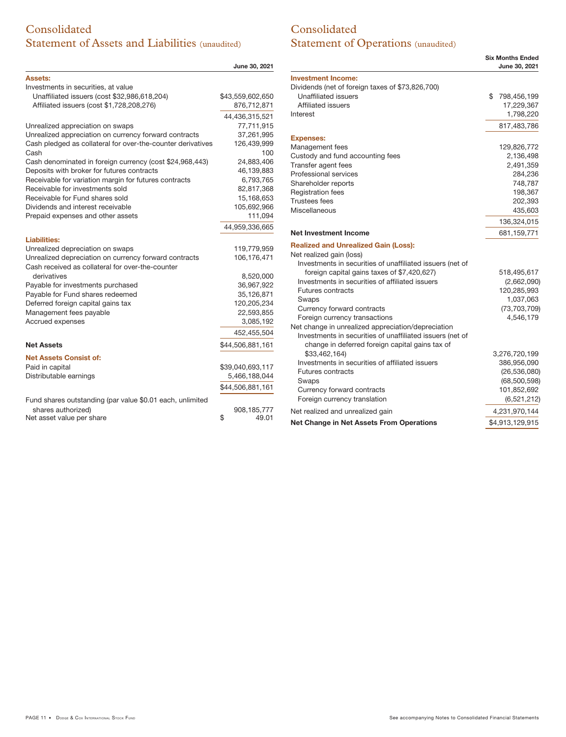# Consolidated Statement of Assets and Liabilities (unaudited)

| | June 30, 2021 |
|---|---|
| **Assets:** | |
| Investments in securities, at value | |
| Unaffiliated issuers (cost $32,986,618,204) | $43,559,602,650 |
| Affiliated issuers (cost $1,728,208,276) | 876,712,871 |
| | 44,436,315,521 |
| Unrealized appreciation on swaps | 77,711,915 |
| Unrealized appreciation on currency forward contracts | 37,261,995 |
| Cash pledged as collateral for over-the-counter derivatives | 126,439,999 |
| Cash | 100 |
| Cash denominated in foreign currency (cost $24,968,443) | 24,883,406 |
| Deposits with broker for futures contracts | 46,139,883 |
| Receivable for variation margin for futures contracts | 6,793,765 |
| Receivable for investments sold | 82,817,368 |
| Receivable for Fund shares sold | 15,168,653 |
| Dividends and interest receivable | 105,692,966 |
| Prepaid expenses and other assets | 111,094 |
| | 44,959,336,665 |
| **Liabilities:** | |
| Unrealized depreciation on swaps | 119,779,959 |
| Unrealized depreciation on currency forward contracts | 106,176,471 |
| Cash received as collateral for over-the-counter derivatives | 8,520,000 |
| Payable for investments purchased | 36,967,922 |
| Payable for Fund shares redeemed | 35,126,871 |
| Deferred foreign capital gains tax | 120,205,234 |
| Management fees payable | 22,593,855 |
| Accrued expenses | 3,085,192 |
| | 452,455,504 |
| **Net Assets** | $44,506,881,161 |
| **Net Assets Consist of:** | |
| Paid in capital | $39,040,693,117 |
| Distributable earnings | 5,466,188,044 |
| | $44,506,881,161 |
| Fund shares outstanding (par value $0.01 each, unlimited shares authorized) | 908,185,777 |
| Net asset value per share | $ 49.01 |

# Consolidated Statement of Operations (unaudited)

| | Six Months Ended June 30, 2021 |
|---|---|
| **Investment Income:** | |
| Dividends (net of foreign taxes of $73,826,700) | |
| Unaffiliated issuers | $ 798,456,199 |
| Affiliated issuers | 17,229,367 |
| Interest | 1,798,220 |
| | 817,483,786 |
| **Expenses:** | |
| Management fees | 129,826,772 |
| Custody and fund accounting fees | 2,136,498 |
| Transfer agent fees | 2,491,359 |
| Professional services | 284,236 |
| Shareholder reports | 748,787 |
| Registration fees | 198,367 |
| Trustees fees | 202,393 |
| Miscellaneous | 435,603 |
| | 136,324,015 |
| **Net Investment Income** | 681,159,771 |
| **Realized and Unrealized Gain (Loss):** | |
| Net realized gain (loss) | |
| Investments in securities of unaffiliated issuers (net of foreign capital gains taxes of $7,420,627) | 518,495,617 |
| Investments in securities of affiliated issuers | (2,662,090) |
| Futures contracts | 120,285,993 |
| Swaps | 1,037,063 |
| Currency forward contracts | (73,703,709) |
| Foreign currency transactions | 4,546,179 |
| Net change in unrealized appreciation/depreciation | |
| Investments in securities of unaffiliated issuers (net of change in deferred foreign capital gains tax of $33,462,164) | 3,276,720,199 |
| Investments in securities of affiliated issuers | 386,956,090 |
| Futures contracts | (26,536,080) |
| Swaps | (68,500,598) |
| Currency forward contracts | 101,852,692 |
| Foreign currency translation | (6,521,212) |
| Net realized and unrealized gain | 4,231,970,144 |
| **Net Change in Net Assets From Operations** | $4,913,129,915 |

See accompanying Notes to Consolidated Financial Statements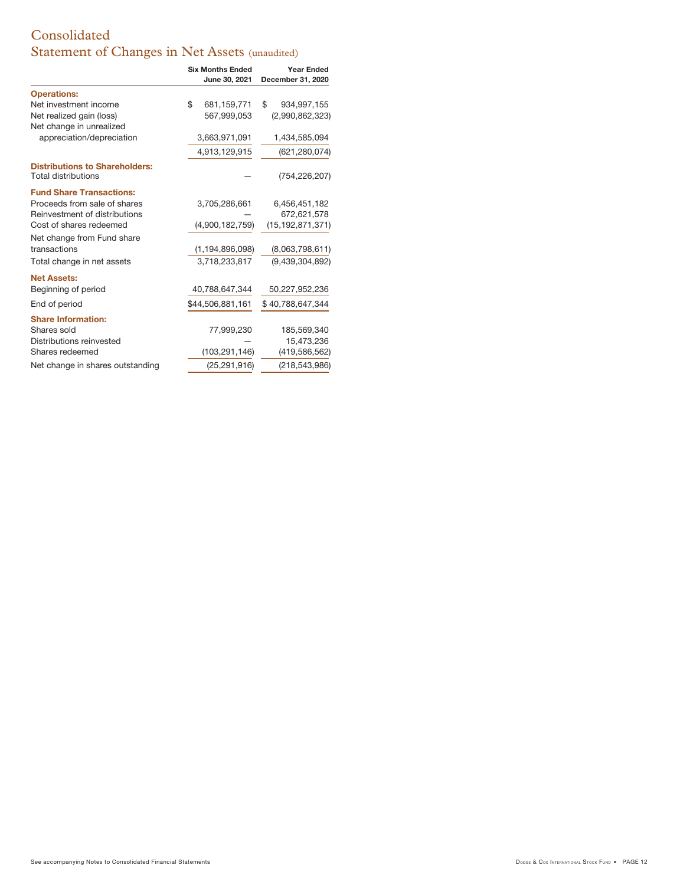# Consolidated Statement of Changes in Net Assets (unaudited)

| | Six Months Ended June 30, 2021 | Year Ended December 31, 2020 |
|---|---|---|
| **Operations:** | | |
| Net investment income | $ 681,159,771 | $ 934,997,155 |
| Net realized gain (loss) | 567,999,053 | (2,990,862,323) |
| Net change in unrealized appreciation/depreciation | 3,663,971,091 | 1,434,585,094 |
| | 4,913,129,915 | (621,280,074) |
| **Distributions to Shareholders:** | | |
| Total distributions | — | (754,226,207) |
| **Fund Share Transactions:** | | |
| Proceeds from sale of shares | 3,705,286,661 | 6,456,451,182 |
| Reinvestment of distributions | — | 672,621,578 |
| Cost of shares redeemed | (4,900,182,759) | (15,192,871,371) |
| Net change from Fund share transactions | (1,194,896,098) | (8,063,798,611) |
| Total change in net assets | 3,718,233,817 | (9,439,304,892) |
| **Net Assets:** | | |
| Beginning of period | 40,788,647,344 | 50,227,952,236 |
| End of period | $44,506,881,161 | $ 40,788,647,344 |
| **Share Information:** | | |
| Shares sold | 77,999,230 | 185,569,340 |
| Distributions reinvested | — | 15,473,236 |
| Shares redeemed | (103,291,146) | (419,586,562) |
| Net change in shares outstanding | (25,291,916) | (218,543,986) |

See accompanying Notes to Consolidated Financial Statements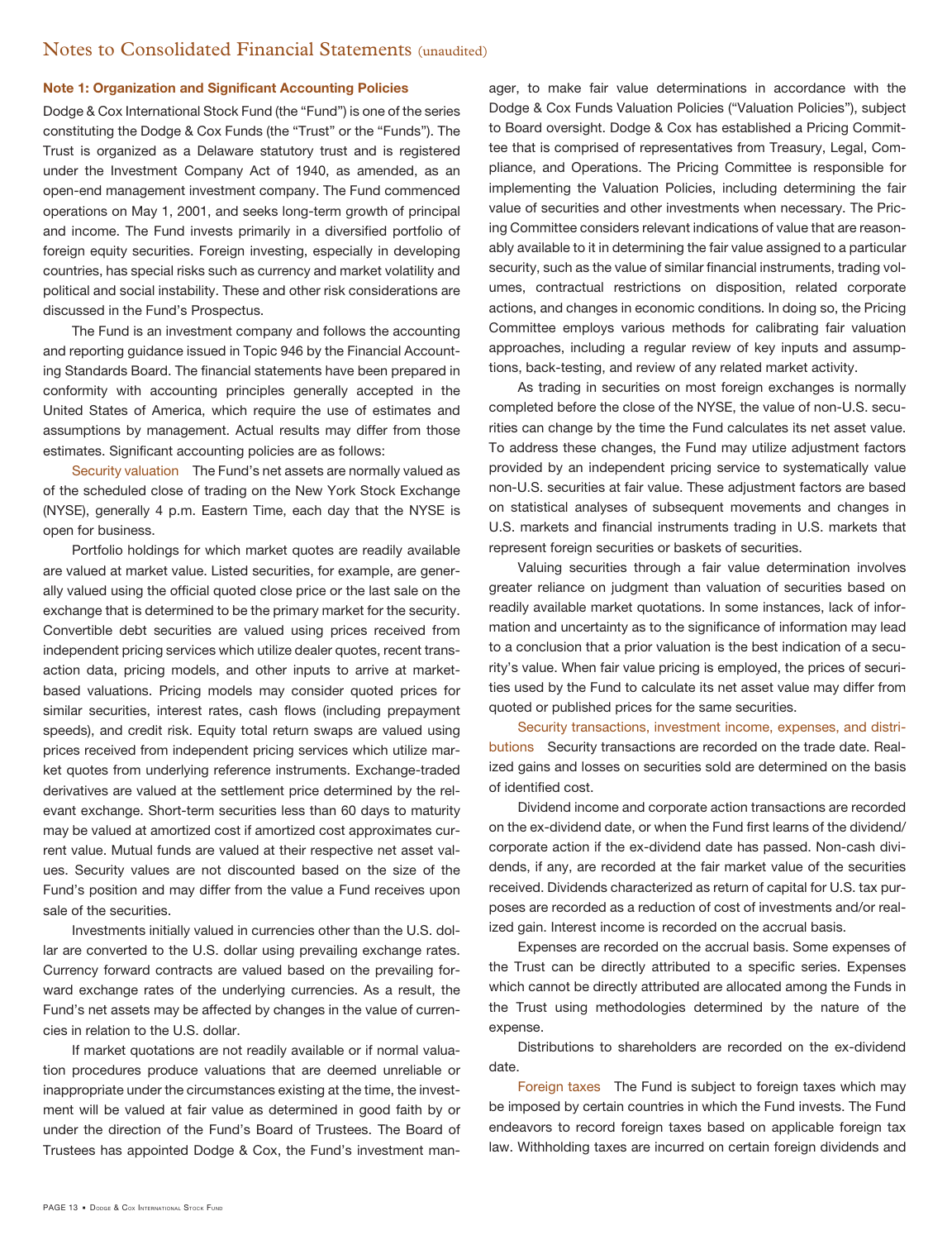# Notes to Consolidated Financial Statements (unaudited)

## Note 1: Organization and Significant Accounting Policies

Dodge & Cox International Stock Fund (the "Fund") is one of the series constituting the Dodge & Cox Funds (the "Trust" or the "Funds"). The Trust is organized as a Delaware statutory trust and is registered under the Investment Company Act of 1940, as amended, as an open-end management investment company. The Fund commenced operations on May 1, 2001, and seeks long-term growth of principal and income. The Fund invests primarily in a diversified portfolio of foreign equity securities. Foreign investing, especially in developing countries, has special risks such as currency and market volatility and political and social instability. These and other risk considerations are discussed in the Fund's Prospectus.

The Fund is an investment company and follows the accounting and reporting guidance issued in Topic 946 by the Financial Accounting Standards Board. The financial statements have been prepared in conformity with accounting principles generally accepted in the United States of America, which require the use of estimates and assumptions by management. Actual results may differ from those estimates. Significant accounting policies are as follows:

**Security valuation** The Fund's net assets are normally valued as of the scheduled close of trading on the New York Stock Exchange (NYSE), generally 4 p.m. Eastern Time, each day that the NYSE is open for business.

Portfolio holdings for which market quotes are readily available are valued at market value. Listed securities, for example, are generally valued using the official quoted close price or the last sale on the exchange that is determined to be the primary market for the security. Convertible debt securities are valued using prices received from independent pricing services which utilize dealer quotes, recent transaction data, pricing models, and other inputs to arrive at market-based valuations. Pricing models may consider quoted prices for similar securities, interest rates, cash flows (including prepayment speeds), and credit risk. Equity total return swaps are valued using prices received from independent pricing services which utilize market quotes from underlying reference instruments. Exchange-traded derivatives are valued at the settlement price determined by the relevant exchange. Short-term securities less than 60 days to maturity may be valued at amortized cost if amortized cost approximates current value. Mutual funds are valued at their respective net asset values. Security values are not discounted based on the size of the Fund's position and may differ from the value a Fund receives upon sale of the securities.

Investments initially valued in currencies other than the U.S. dollar are converted to the U.S. dollar using prevailing exchange rates. Currency forward contracts are valued based on the prevailing forward exchange rates of the underlying currencies. As a result, the Fund's net assets may be affected by changes in the value of currencies in relation to the U.S. dollar.

If market quotations are not readily available or if normal valuation procedures produce valuations that are deemed unreliable or inappropriate under the circumstances existing at the time, the investment will be valued at fair value as determined in good faith by or under the direction of the Fund's Board of Trustees. The Board of Trustees has appointed Dodge & Cox, the Fund's investment manager, to make fair value determinations in accordance with the Dodge & Cox Funds Valuation Policies ("Valuation Policies"), subject to Board oversight. Dodge & Cox has established a Pricing Committee that is comprised of representatives from Treasury, Legal, Compliance, and Operations. The Pricing Committee is responsible for implementing the Valuation Policies, including determining the fair value of securities and other investments when necessary. The Pricing Committee considers relevant indications of value that are reasonably available to it in determining the fair value assigned to a particular security, such as the value of similar financial instruments, trading volumes, contractual restrictions on disposition, related corporate actions, and changes in economic conditions. In doing so, the Pricing Committee employs various methods for calibrating fair valuation approaches, including a regular review of key inputs and assumptions, back-testing, and review of any related market activity.

As trading in securities on most foreign exchanges is normally completed before the close of the NYSE, the value of non-U.S. securities can change by the time the Fund calculates its net asset value. To address these changes, the Fund may utilize adjustment factors provided by an independent pricing service to systematically value non-U.S. securities at fair value. These adjustment factors are based on statistical analyses of subsequent movements and changes in U.S. markets and financial instruments trading in U.S. markets that represent foreign securities or baskets of securities.

Valuing securities through a fair value determination involves greater reliance on judgment than valuation of securities based on readily available market quotations. In some instances, lack of information and uncertainty as to the significance of information may lead to a conclusion that a prior valuation is the best indication of a security's value. When fair value pricing is employed, the prices of securities used by the Fund to calculate its net asset value may differ from quoted or published prices for the same securities.

**Security transactions, investment income, expenses, and distributions** Security transactions are recorded on the trade date. Realized gains and losses on securities sold are determined on the basis of identified cost.

Dividend income and corporate action transactions are recorded on the ex-dividend date, or when the Fund first learns of the dividend/corporate action if the ex-dividend date has passed. Non-cash dividends, if any, are recorded at the fair market value of the securities received. Dividends characterized as return of capital for U.S. tax purposes are recorded as a reduction of cost of investments and/or realized gain. Interest income is recorded on the accrual basis.

Expenses are recorded on the accrual basis. Some expenses of the Trust can be directly attributed to a specific series. Expenses which cannot be directly attributed are allocated among the Funds in the Trust using methodologies determined by the nature of the expense.

Distributions to shareholders are recorded on the ex-dividend date.

**Foreign taxes** The Fund is subject to foreign taxes which may be imposed by certain countries in which the Fund invests. The Fund endeavors to record foreign taxes based on applicable foreign tax law. Withholding taxes are incurred on certain foreign dividends and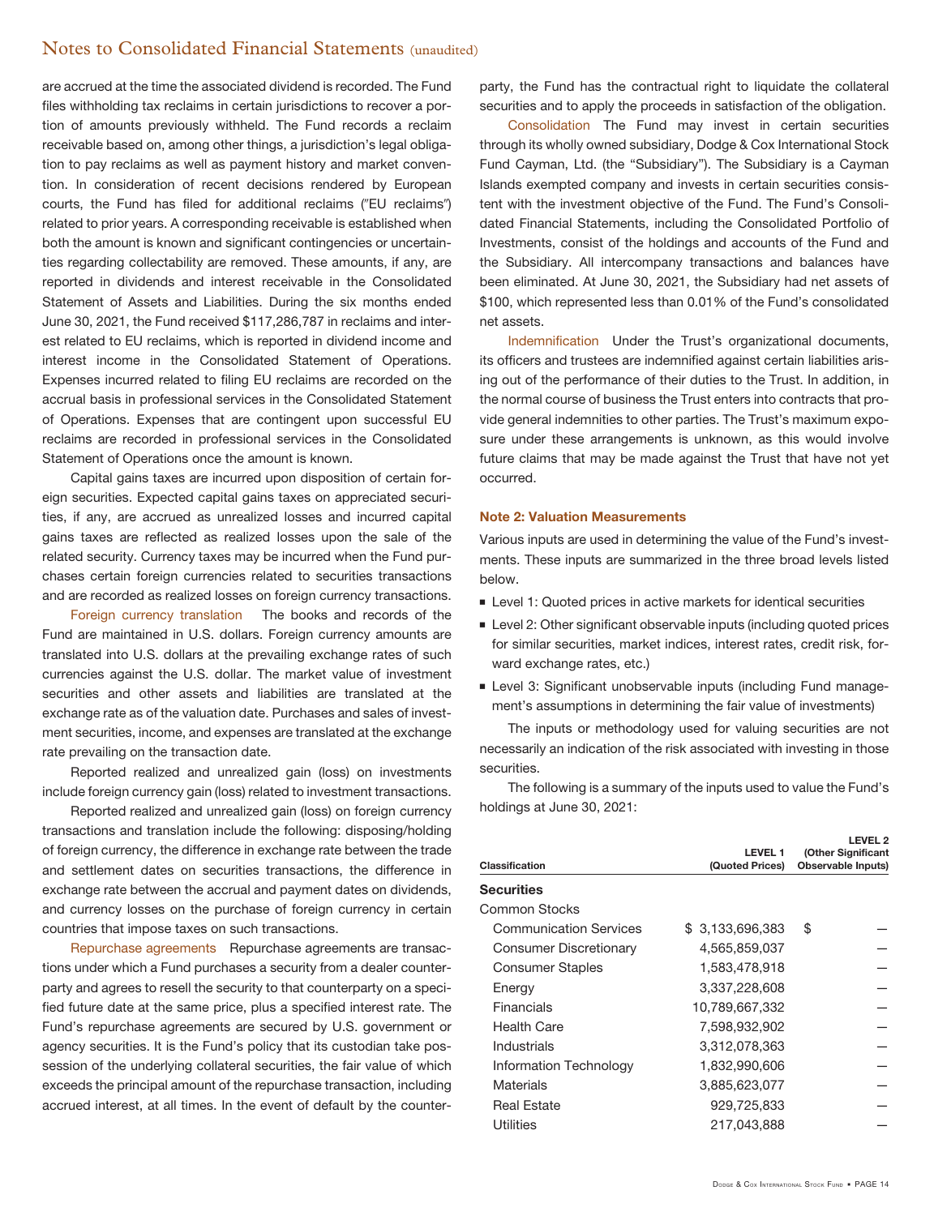are accrued at the time the associated dividend is recorded. The Fund files withholding tax reclaims in certain jurisdictions to recover a portion of amounts previously withheld. The Fund records a reclaim receivable based on, among other things, a jurisdiction's legal obligation to pay reclaims as well as payment history and market convention. In consideration of recent decisions rendered by European courts, the Fund has filed for additional reclaims ("EU reclaims") related to prior years. A corresponding receivable is established when both the amount is known and significant contingencies or uncertainties regarding collectability are removed. These amounts, if any, are reported in dividends and interest receivable in the Consolidated Statement of Assets and Liabilities. During the six months ended June 30, 2021, the Fund received $117,286,787 in reclaims and interest related to EU reclaims, which is reported in dividend income and interest income in the Consolidated Statement of Operations. Expenses incurred related to filing EU reclaims are recorded on the accrual basis in professional services in the Consolidated Statement of Operations. Expenses that are contingent upon successful EU reclaims are recorded in professional services in the Consolidated Statement of Operations once the amount is known.

Capital gains taxes are incurred upon disposition of certain foreign securities. Expected capital gains taxes on appreciated securities, if any, are accrued as unrealized losses and incurred capital gains taxes are reflected as realized losses upon the sale of the related security. Currency taxes may be incurred when the Fund purchases certain foreign currencies related to securities transactions and are recorded as realized losses on foreign currency transactions.

Foreign currency translation  The books and records of the Fund are maintained in U.S. dollars. Foreign currency amounts are translated into U.S. dollars at the prevailing exchange rates of such currencies against the U.S. dollar. The market value of investment securities and other assets and liabilities are translated at the exchange rate as of the valuation date. Purchases and sales of investment securities, income, and expenses are translated at the exchange rate prevailing on the transaction date.

Reported realized and unrealized gain (loss) on investments include foreign currency gain (loss) related to investment transactions.

Reported realized and unrealized gain (loss) on foreign currency transactions and translation include the following: disposing/holding of foreign currency, the difference in exchange rate between the trade and settlement dates on securities transactions, the difference in exchange rate between the accrual and payment dates on dividends, and currency losses on the purchase of foreign currency in certain countries that impose taxes on such transactions.

Repurchase agreements  Repurchase agreements are transactions under which a Fund purchases a security from a dealer counterparty and agrees to resell the security to that counterparty on a specified future date at the same price, plus a specified interest rate. The Fund's repurchase agreements are secured by U.S. government or agency securities. It is the Fund's policy that its custodian take possession of the underlying collateral securities, the fair value of which exceeds the principal amount of the repurchase transaction, including accrued interest, at all times. In the event of default by the counterparty, the Fund has the contractual right to liquidate the collateral securities and to apply the proceeds in satisfaction of the obligation.

Consolidation  The Fund may invest in certain securities through its wholly owned subsidiary, Dodge & Cox International Stock Fund Cayman, Ltd. (the "Subsidiary"). The Subsidiary is a Cayman Islands exempted company and invests in certain securities consistent with the investment objective of the Fund. The Fund's Consolidated Financial Statements, including the Consolidated Portfolio of Investments, consist of the holdings and accounts of the Fund and the Subsidiary. All intercompany transactions and balances have been eliminated. At June 30, 2021, the Subsidiary had net assets of $100, which represented less than 0.01% of the Fund's consolidated net assets.

Indemnification  Under the Trust's organizational documents, its officers and trustees are indemnified against certain liabilities arising out of the performance of their duties to the Trust. In addition, in the normal course of business the Trust enters into contracts that provide general indemnities to other parties. The Trust's maximum exposure under these arrangements is unknown, as this would involve future claims that may be made against the Trust that have not yet occurred.

**Note 2: Valuation Measurements**

Various inputs are used in determining the value of the Fund's investments. These inputs are summarized in the three broad levels listed below.

- Level 1: Quoted prices in active markets for identical securities
- Level 2: Other significant observable inputs (including quoted prices for similar securities, market indices, interest rates, credit risk, forward exchange rates, etc.)
- Level 3: Significant unobservable inputs (including Fund management's assumptions in determining the fair value of investments)

The inputs or methodology used for valuing securities are not necessarily an indication of the risk associated with investing in those securities.

The following is a summary of the inputs used to value the Fund's holdings at June 30, 2021:

| Classification | LEVEL 1 (Quoted Prices) | LEVEL 2 (Other Significant Observable Inputs) |
|---|---|---|
| **Securities** | | |
| Common Stocks | | |
| Communication Services | $ 3,133,696,383 | $ — |
| Consumer Discretionary | 4,565,859,037 | — |
| Consumer Staples | 1,583,478,918 | — |
| Energy | 3,337,228,608 | — |
| Financials | 10,789,667,332 | — |
| Health Care | 7,598,932,902 | — |
| Industrials | 3,312,078,363 | — |
| Information Technology | 1,832,990,606 | — |
| Materials | 3,885,623,077 | — |
| Real Estate | 929,725,833 | — |
| Utilities | 217,043,888 | — |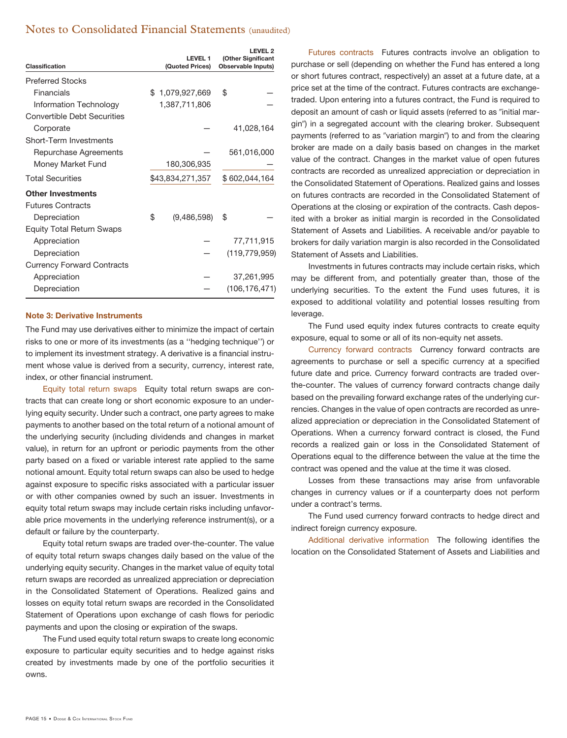| Classification | LEVEL 1 (Quoted Prices) | LEVEL 2 (Other Significant Observable Inputs) |
|---|---|---|
| Preferred Stocks | | |
| Financials | $ 1,079,927,669 | $ — |
| Information Technology | 1,387,711,806 | — |
| Convertible Debt Securities | | |
| Corporate | — | 41,028,164 |
| Short-Term Investments | | |
| Repurchase Agreements | — | 561,016,000 |
| Money Market Fund | 180,306,935 | — |
| Total Securities | $43,834,271,357 | $ 602,044,164 |
| **Other Investments** | | |
| Futures Contracts | | |
| Depreciation | $ (9,486,598) | $ — |
| Equity Total Return Swaps | | |
| Appreciation | — | 77,711,915 |
| Depreciation | — | (119,779,959) |
| Currency Forward Contracts | | |
| Appreciation | — | 37,261,995 |
| Depreciation | — | (106,176,471) |

## Note 3: Derivative Instruments

The Fund may use derivatives either to minimize the impact of certain risks to one or more of its investments (as a ''hedging technique'') or to implement its investment strategy. A derivative is a financial instrument whose value is derived from a security, currency, interest rate, index, or other financial instrument.

Equity total return swaps  Equity total return swaps are contracts that can create long or short economic exposure to an underlying equity security. Under such a contract, one party agrees to make payments to another based on the total return of a notional amount of the underlying security (including dividends and changes in market value), in return for an upfront or periodic payments from the other party based on a fixed or variable interest rate applied to the same notional amount. Equity total return swaps can also be used to hedge against exposure to specific risks associated with a particular issuer or with other companies owned by such an issuer. Investments in equity total return swaps may include certain risks including unfavorable price movements in the underlying reference instrument(s), or a default or failure by the counterparty.

Equity total return swaps are traded over-the-counter. The value of equity total return swaps changes daily based on the value of the underlying equity security. Changes in the market value of equity total return swaps are recorded as unrealized appreciation or depreciation in the Consolidated Statement of Operations. Realized gains and losses on equity total return swaps are recorded in the Consolidated Statement of Operations upon exchange of cash flows for periodic payments and upon the closing or expiration of the swaps.

The Fund used equity total return swaps to create long economic exposure to particular equity securities and to hedge against risks created by investments made by one of the portfolio securities it owns.

Futures contracts  Futures contracts involve an obligation to purchase or sell (depending on whether the Fund has entered a long or short futures contract, respectively) an asset at a future date, at a price set at the time of the contract. Futures contracts are exchange-traded. Upon entering into a futures contract, the Fund is required to deposit an amount of cash or liquid assets (referred to as "initial margin") in a segregated account with the clearing broker. Subsequent payments (referred to as "variation margin") to and from the clearing broker are made on a daily basis based on changes in the market value of the contract. Changes in the market value of open futures contracts are recorded as unrealized appreciation or depreciation in the Consolidated Statement of Operations. Realized gains and losses on futures contracts are recorded in the Consolidated Statement of Operations at the closing or expiration of the contracts. Cash deposited with a broker as initial margin is recorded in the Consolidated Statement of Assets and Liabilities. A receivable and/or payable to brokers for daily variation margin is also recorded in the Consolidated Statement of Assets and Liabilities.

Investments in futures contracts may include certain risks, which may be different from, and potentially greater than, those of the underlying securities. To the extent the Fund uses futures, it is exposed to additional volatility and potential losses resulting from leverage.

The Fund used equity index futures contracts to create equity exposure, equal to some or all of its non-equity net assets.

Currency forward contracts  Currency forward contracts are agreements to purchase or sell a specific currency at a specified future date and price. Currency forward contracts are traded over-the-counter. The values of currency forward contracts change daily based on the prevailing forward exchange rates of the underlying currencies. Changes in the value of open contracts are recorded as unrealized appreciation or depreciation in the Consolidated Statement of Operations. When a currency forward contract is closed, the Fund records a realized gain or loss in the Consolidated Statement of Operations equal to the difference between the value at the time the contract was opened and the value at the time it was closed.

Losses from these transactions may arise from unfavorable changes in currency values or if a counterparty does not perform under a contract's terms.

The Fund used currency forward contracts to hedge direct and indirect foreign currency exposure.

Additional derivative information  The following identifies the location on the Consolidated Statement of Assets and Liabilities and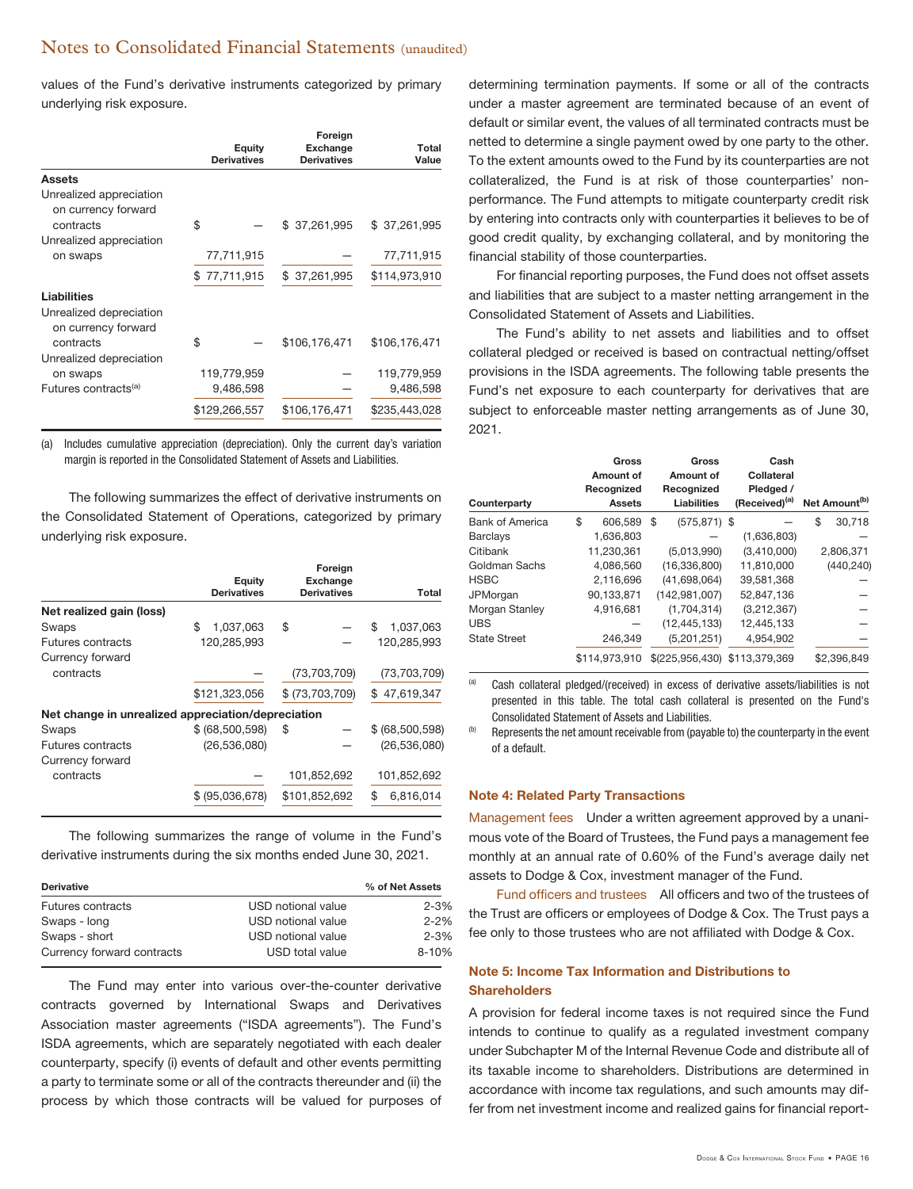values of the Fund's derivative instruments categorized by primary underlying risk exposure.

| | Equity Derivatives | Foreign Exchange Derivatives | Total Value |
|---|---|---|---|
| **Assets** | | | |
| Unrealized appreciation on currency forward contracts | $ — | $ 37,261,995 | $ 37,261,995 |
| Unrealized appreciation on swaps | 77,711,915 | — | 77,711,915 |
| | $ 77,711,915 | $ 37,261,995 | $114,973,910 |
| **Liabilities** | | | |
| Unrealized depreciation on currency forward contracts | $ — | $106,176,471 | $106,176,471 |
| Unrealized depreciation on swaps | 119,779,959 | — | 119,779,959 |
| Futures contracts[(a)] | 9,486,598 | — | 9,486,598 |
| | $129,266,557 | $106,176,471 | $235,443,028 |

(a) Includes cumulative appreciation (depreciation). Only the current day's variation margin is reported in the Consolidated Statement of Assets and Liabilities.

The following summarizes the effect of derivative instruments on the Consolidated Statement of Operations, categorized by primary underlying risk exposure.

| | Equity Derivatives | Foreign Exchange Derivatives | Total |
|---|---|---|---|
| **Net realized gain (loss)** | | | |
| Swaps | $ 1,037,063 | $ — | $ 1,037,063 |
| Futures contracts | 120,285,993 | — | 120,285,993 |
| Currency forward contracts | — | (73,703,709) | (73,703,709) |
| | $121,323,056 | $ (73,703,709) | $ 47,619,347 |
| **Net change in unrealized appreciation/depreciation** | | | |
| Swaps | $ (68,500,598) | $ — | $ (68,500,598) |
| Futures contracts | (26,536,080) | — | (26,536,080) |
| Currency forward contracts | — | 101,852,692 | 101,852,692 |
| | $ (95,036,678) | $101,852,692 | $ 6,816,014 |

The following summarizes the range of volume in the Fund's derivative instruments during the six months ended June 30, 2021.

| Derivative | | % of Net Assets |
|---|---|---|
| Futures contracts | USD notional value | 2-3% |
| Swaps - long | USD notional value | 2-2% |
| Swaps - short | USD notional value | 2-3% |
| Currency forward contracts | USD total value | 8-10% |

The Fund may enter into various over-the-counter derivative contracts governed by International Swaps and Derivatives Association master agreements ("ISDA agreements"). The Fund's ISDA agreements, which are separately negotiated with each dealer counterparty, specify (i) events of default and other events permitting a party to terminate some or all of the contracts thereunder and (ii) the process by which those contracts will be valued for purposes of determining termination payments. If some or all of the contracts under a master agreement are terminated because of an event of default or similar event, the values of all terminated contracts must be netted to determine a single payment owed by one party to the other. To the extent amounts owed to the Fund by its counterparties are not collateralized, the Fund is at risk of those counterparties' non-performance. The Fund attempts to mitigate counterparty credit risk by entering into contracts only with counterparties it believes to be of good credit quality, by exchanging collateral, and by monitoring the financial stability of those counterparties.

For financial reporting purposes, the Fund does not offset assets and liabilities that are subject to a master netting arrangement in the Consolidated Statement of Assets and Liabilities.

The Fund's ability to net assets and liabilities and to offset collateral pledged or received is based on contractual netting/offset provisions in the ISDA agreements. The following table presents the Fund's net exposure to each counterparty for derivatives that are subject to enforceable master netting arrangements as of June 30, 2021.

| Counterparty | Gross Amount of Recognized Assets | Gross Amount of Recognized Liabilities | Cash Collateral Pledged / (Received)[(a)] | Net Amount[(b)] |
|---|---|---|---|---|
| Bank of America | $ 606,589 | $ (575,871) | $ — | $ 30,718 |
| Barclays | 1,636,803 | — | (1,636,803) | — |
| Citibank | 11,230,361 | (5,013,990) | (3,410,000) | 2,806,371 |
| Goldman Sachs | 4,086,560 | (16,336,800) | 11,810,000 | (440,240) |
| HSBC | 2,116,696 | (41,698,064) | 39,581,368 | — |
| JPMorgan | 90,133,871 | (142,981,007) | 52,847,136 | — |
| Morgan Stanley | 4,916,681 | (1,704,314) | (3,212,367) | — |
| UBS | — | (12,445,133) | 12,445,133 | — |
| State Street | 246,349 | (5,201,251) | 4,954,902 | — |
| | $114,973,910 | $(225,956,430) | $113,379,369 | $2,396,849 |

(a) Cash collateral pledged/(received) in excess of derivative assets/liabilities is not presented in this table. The total cash collateral is presented on the Fund's Consolidated Statement of Assets and Liabilities.

(b) Represents the net amount receivable from (payable to) the counterparty in the event of a default.

## Note 4: Related Party Transactions

**Management fees** Under a written agreement approved by a unanimous vote of the Board of Trustees, the Fund pays a management fee monthly at an annual rate of 0.60% of the Fund's average daily net assets to Dodge & Cox, investment manager of the Fund.

**Fund officers and trustees** All officers and two of the trustees of the Trust are officers or employees of Dodge & Cox. The Trust pays a fee only to those trustees who are not affiliated with Dodge & Cox.

## Note 5: Income Tax Information and Distributions to Shareholders

A provision for federal income taxes is not required since the Fund intends to continue to qualify as a regulated investment company under Subchapter M of the Internal Revenue Code and distribute all of its taxable income to shareholders. Distributions are determined in accordance with income tax regulations, and such amounts may differ from net investment income and realized gains for financial report-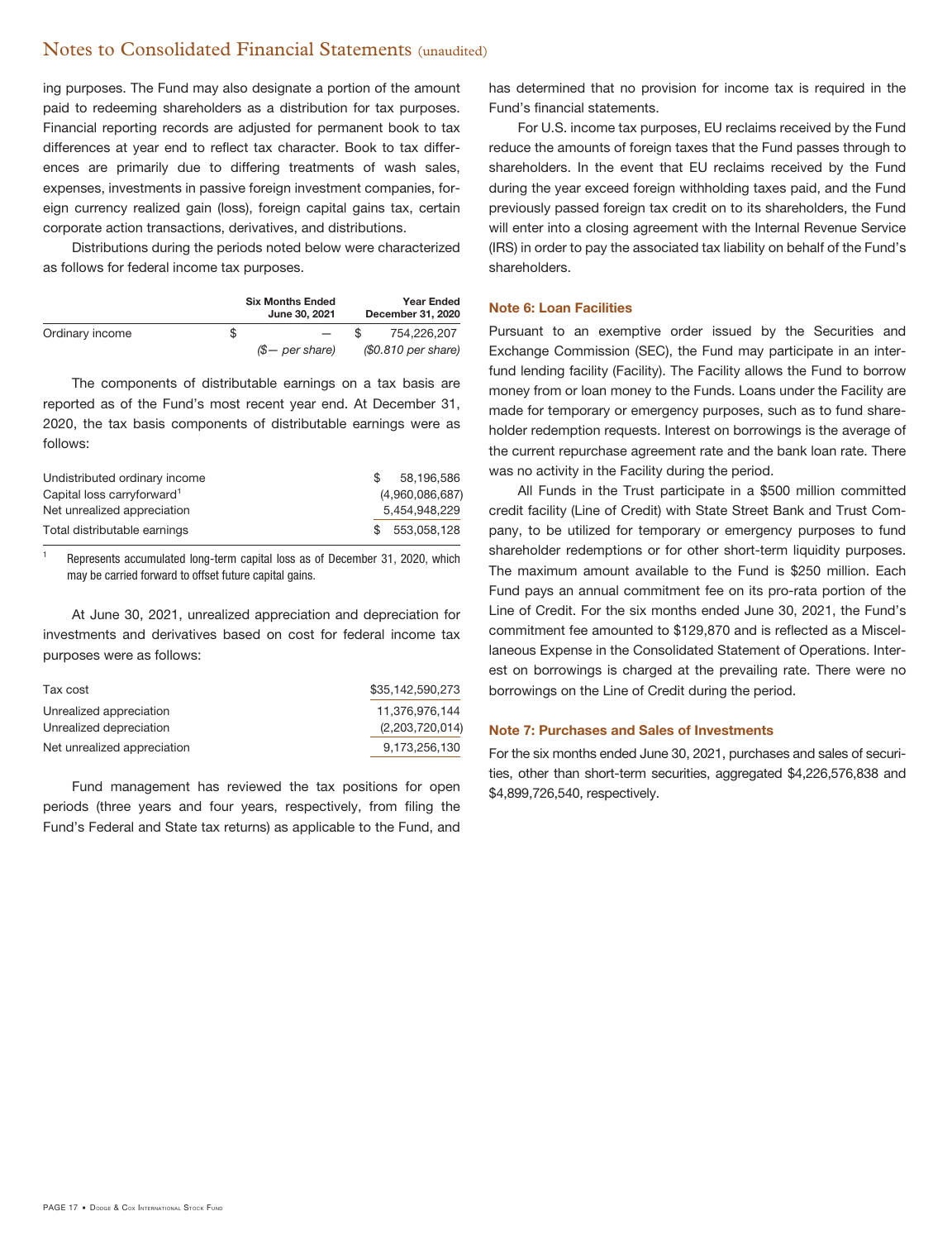ing purposes. The Fund may also designate a portion of the amount paid to redeeming shareholders as a distribution for tax purposes. Financial reporting records are adjusted for permanent book to tax differences at year end to reflect tax character. Book to tax differences are primarily due to differing treatments of wash sales, expenses, investments in passive foreign investment companies, foreign currency realized gain (loss), foreign capital gains tax, certain corporate action transactions, derivatives, and distributions.

Distributions during the periods noted below were characterized as follows for federal income tax purposes.

| | Six Months Ended June 30, 2021 | Year Ended December 31, 2020 |
|---|---|---|
| Ordinary income | $ — | $ 754,226,207 |
| | *($— per share)* | *($0.810 per share)* |

The components of distributable earnings on a tax basis are reported as of the Fund's most recent year end. At December 31, 2020, the tax basis components of distributable earnings were as follows:

| | |
|---|---|
| Undistributed ordinary income | $ 58,196,586 |
| Capital loss carryforward[1] | (4,960,086,687) |
| Net unrealized appreciation | 5,454,948,229 |
| Total distributable earnings | $ 553,058,128 |

[1] Represents accumulated long-term capital loss as of December 31, 2020, which may be carried forward to offset future capital gains.

At June 30, 2021, unrealized appreciation and depreciation for investments and derivatives based on cost for federal income tax purposes were as follows:

| | |
|---|---|
| Tax cost | $35,142,590,273 |
| Unrealized appreciation | 11,376,976,144 |
| Unrealized depreciation | (2,203,720,014) |
| Net unrealized appreciation | 9,173,256,130 |

Fund management has reviewed the tax positions for open periods (three years and four years, respectively, from filing the Fund's Federal and State tax returns) as applicable to the Fund, and has determined that no provision for income tax is required in the Fund's financial statements.

For U.S. income tax purposes, EU reclaims received by the Fund reduce the amounts of foreign taxes that the Fund passes through to shareholders. In the event that EU reclaims received by the Fund during the year exceed foreign withholding taxes paid, and the Fund previously passed foreign tax credit on to its shareholders, the Fund will enter into a closing agreement with the Internal Revenue Service (IRS) in order to pay the associated tax liability on behalf of the Fund's shareholders.

### Note 6: Loan Facilities

Pursuant to an exemptive order issued by the Securities and Exchange Commission (SEC), the Fund may participate in an interfund lending facility (Facility). The Facility allows the Fund to borrow money from or loan money to the Funds. Loans under the Facility are made for temporary or emergency purposes, such as to fund shareholder redemption requests. Interest on borrowings is the average of the current repurchase agreement rate and the bank loan rate. There was no activity in the Facility during the period.

All Funds in the Trust participate in a $500 million committed credit facility (Line of Credit) with State Street Bank and Trust Company, to be utilized for temporary or emergency purposes to fund shareholder redemptions or for other short-term liquidity purposes. The maximum amount available to the Fund is $250 million. Each Fund pays an annual commitment fee on its pro-rata portion of the Line of Credit. For the six months ended June 30, 2021, the Fund's commitment fee amounted to $129,870 and is reflected as a Miscellaneous Expense in the Consolidated Statement of Operations. Interest on borrowings is charged at the prevailing rate. There were no borrowings on the Line of Credit during the period.

### Note 7: Purchases and Sales of Investments

For the six months ended June 30, 2021, purchases and sales of securities, other than short-term securities, aggregated $4,226,576,838 and $4,899,726,540, respectively.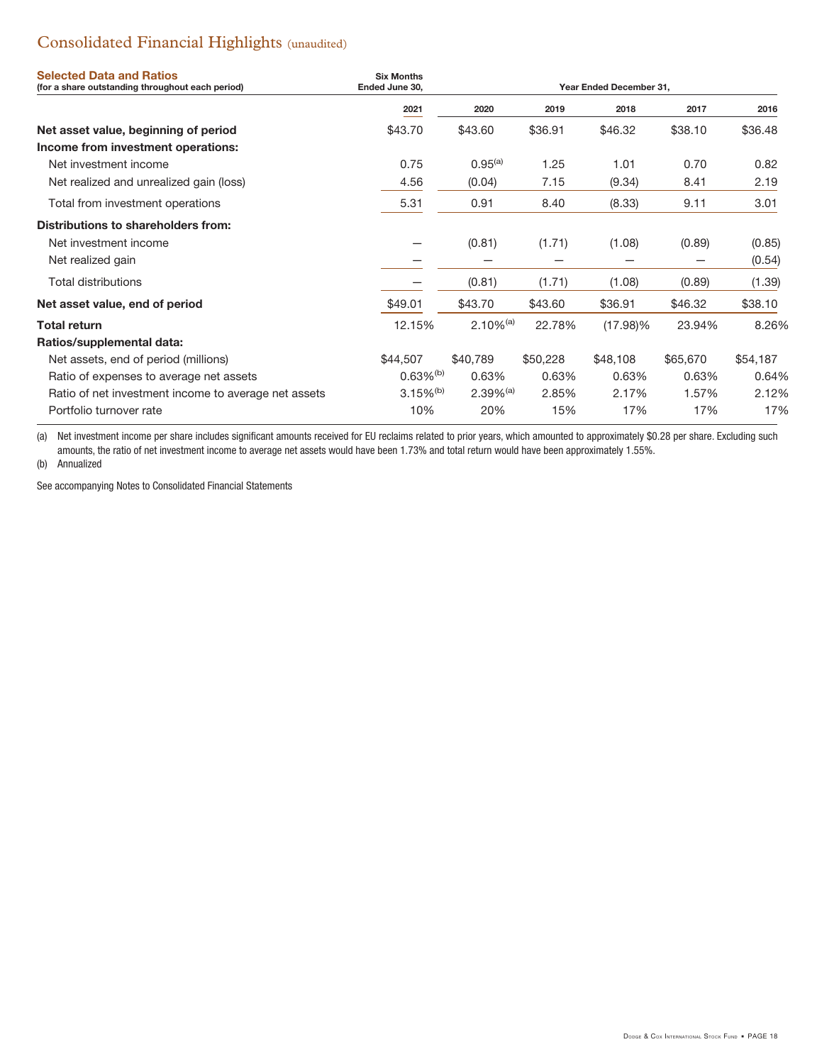# Consolidated Financial Highlights (unaudited)

| Selected Data and Ratios (for a share outstanding throughout each period) | Six Months Ended June 30, | Year Ended December 31, | | | | |
|---|---|---|---|---|---|---|
| | 2021 | 2020 | 2019 | 2018 | 2017 | 2016 |
| **Net asset value, beginning of period** | $43.70 | $43.60 | $36.91 | $46.32 | $38.10 | $36.48 |
| **Income from investment operations:** | | | | | | |
| Net investment income | 0.75 | 0.95[(a)] | 1.25 | 1.01 | 0.70 | 0.82 |
| Net realized and unrealized gain (loss) | 4.56 | (0.04) | 7.15 | (9.34) | 8.41 | 2.19 |
| Total from investment operations | 5.31 | 0.91 | 8.40 | (8.33) | 9.11 | 3.01 |
| **Distributions to shareholders from:** | | | | | | |
| Net investment income | — | (0.81) | (1.71) | (1.08) | (0.89) | (0.85) |
| Net realized gain | — | — | — | — | — | (0.54) |
| Total distributions | — | (0.81) | (1.71) | (1.08) | (0.89) | (1.39) |
| **Net asset value, end of period** | $49.01 | $43.70 | $43.60 | $36.91 | $46.32 | $38.10 |
| **Total return** | 12.15% | 2.10%[(a)] | 22.78% | (17.98)% | 23.94% | 8.26% |
| **Ratios/supplemental data:** | | | | | | |
| Net assets, end of period (millions) | $44,507 | $40,789 | $50,228 | $48,108 | $65,670 | $54,187 |
| Ratio of expenses to average net assets | 0.63%[(b)] | 0.63% | 0.63% | 0.63% | 0.63% | 0.64% |
| Ratio of net investment income to average net assets | 3.15%[(b)] | 2.39%[(a)] | 2.85% | 2.17% | 1.57% | 2.12% |
| Portfolio turnover rate | 10% | 20% | 15% | 17% | 17% | 17% |

(a) Net investment income per share includes significant amounts received for EU reclaims related to prior years, which amounted to approximately $0.28 per share. Excluding such amounts, the ratio of net investment income to average net assets would have been 1.73% and total return would have been approximately 1.55%.

(b) Annualized

See accompanying Notes to Consolidated Financial Statements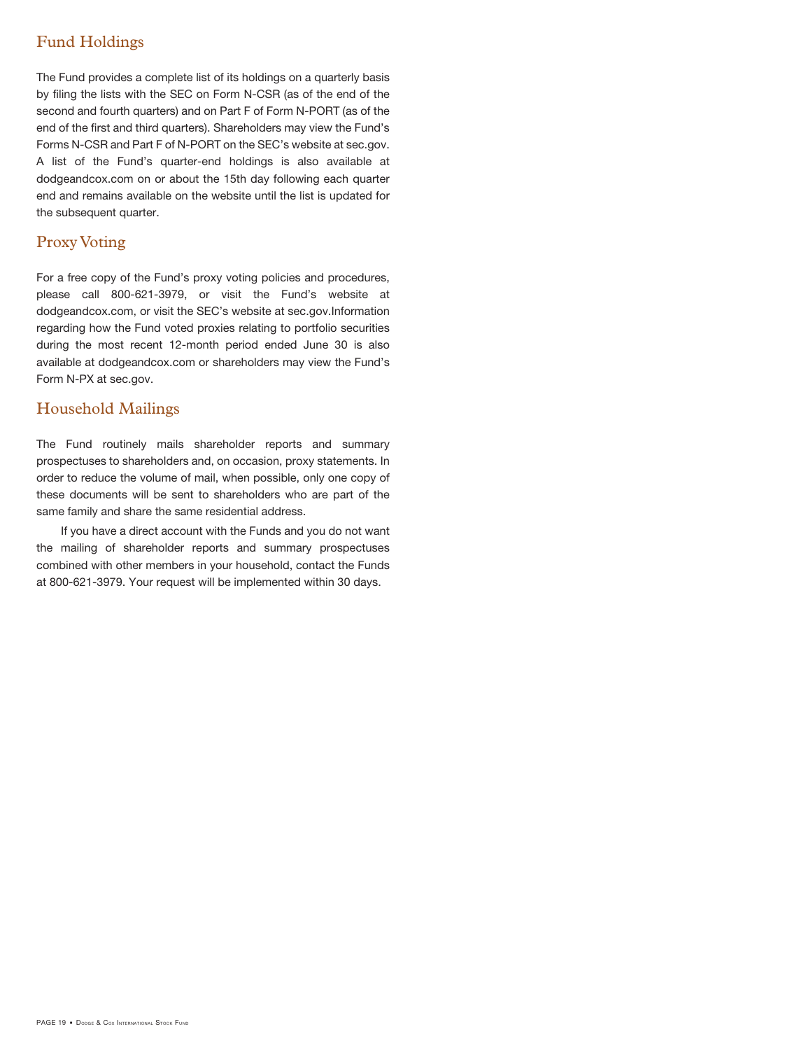## Fund Holdings

The Fund provides a complete list of its holdings on a quarterly basis by filing the lists with the SEC on Form N-CSR (as of the end of the second and fourth quarters) and on Part F of Form N-PORT (as of the end of the first and third quarters). Shareholders may view the Fund's Forms N-CSR and Part F of N-PORT on the SEC's website at sec.gov. A list of the Fund's quarter-end holdings is also available at dodgeandcox.com on or about the 15th day following each quarter end and remains available on the website until the list is updated for the subsequent quarter.

## Proxy Voting

For a free copy of the Fund's proxy voting policies and procedures, please call 800-621-3979, or visit the Fund's website at dodgeandcox.com, or visit the SEC's website at sec.gov.Information regarding how the Fund voted proxies relating to portfolio securities during the most recent 12-month period ended June 30 is also available at dodgeandcox.com or shareholders may view the Fund's Form N-PX at sec.gov.

## Household Mailings

The Fund routinely mails shareholder reports and summary prospectuses to shareholders and, on occasion, proxy statements. In order to reduce the volume of mail, when possible, only one copy of these documents will be sent to shareholders who are part of the same family and share the same residential address.

If you have a direct account with the Funds and you do not want the mailing of shareholder reports and summary prospectuses combined with other members in your household, contact the Funds at 800-621-3979. Your request will be implemented within 30 days.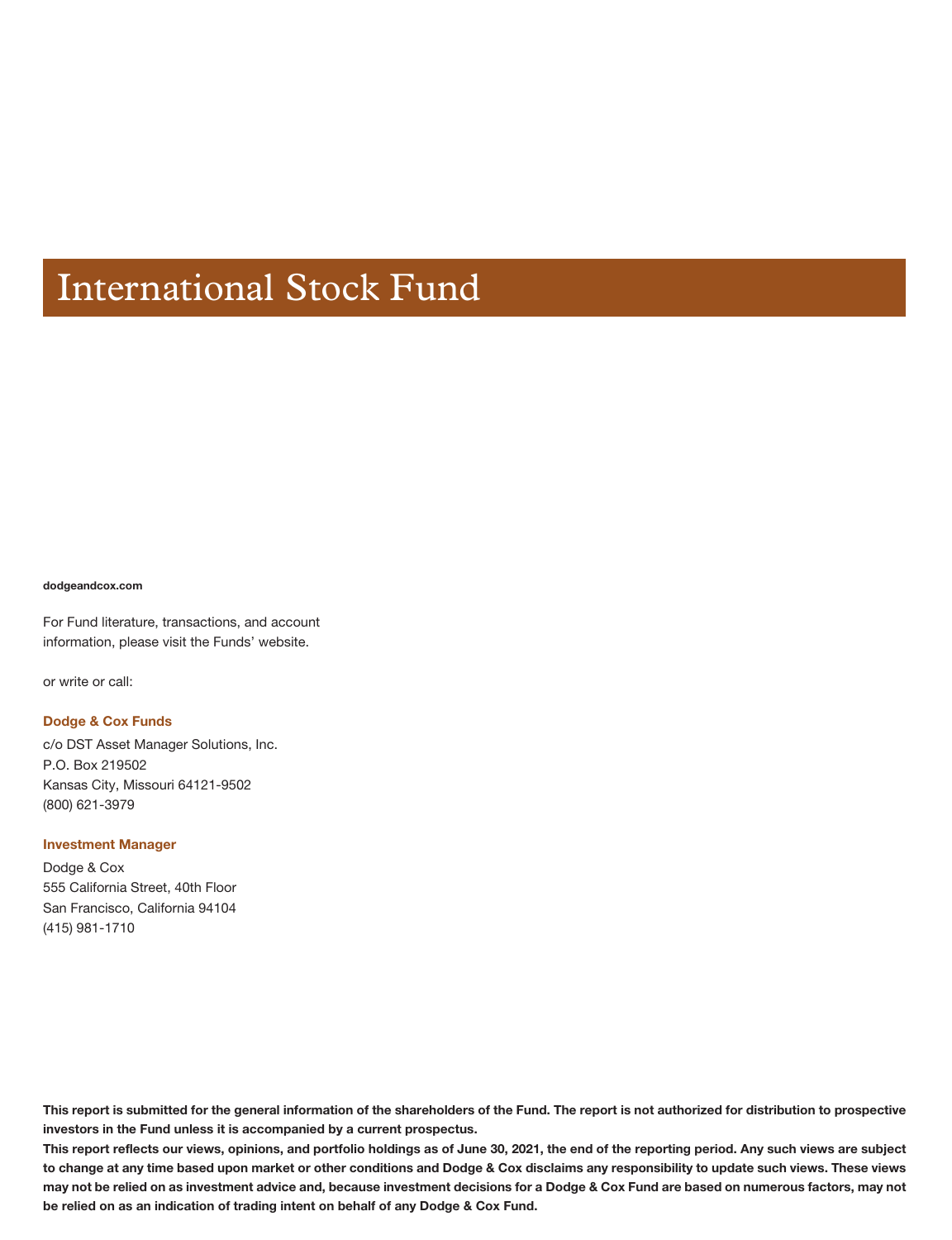# International Stock Fund

**dodgeandcox.com**

For Fund literature, transactions, and account information, please visit the Funds' website.

or write or call:

**Dodge & Cox Funds**

c/o DST Asset Manager Solutions, Inc.
P.O. Box 219502
Kansas City, Missouri 64121-9502
(800) 621-3979

**Investment Manager**

Dodge & Cox
555 California Street, 40th Floor
San Francisco, California 94104
(415) 981-1710

**This report is submitted for the general information of the shareholders of the Fund. The report is not authorized for distribution to prospective investors in the Fund unless it is accompanied by a current prospectus.**

**This report reflects our views, opinions, and portfolio holdings as of June 30, 2021, the end of the reporting period. Any such views are subject to change at any time based upon market or other conditions and Dodge & Cox disclaims any responsibility to update such views. These views may not be relied on as investment advice and, because investment decisions for a Dodge & Cox Fund are based on numerous factors, may not be relied on as an indication of trading intent on behalf of any Dodge & Cox Fund.**